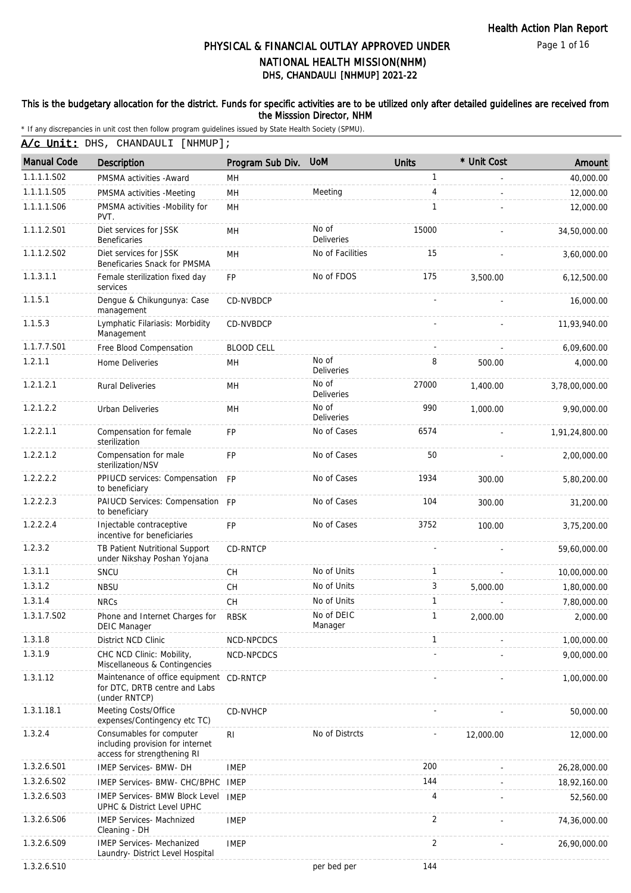# PHYSICAL & FINANCIAL OUTLAY APPROVED UNDER NATIONAL HEALTH MISSION(NHM)

## DHS, CHANDAULI [NHMUP] 2021-22

**This is the budgetary allocation for the district. Funds for specific activities are to be utilized only after detailed guidelines are received from the Misssion Director, NHM**

\* If any discrepancies in unit cost then follow program guidelines issued by State Health Society (SPMU).

**A/c Unit:** DHS, CHANDAULI [NHMUP];

| Manual Code | Description | Program Sub Div. | UoM | Units | * Unit Cost | Amount |
|---|---|---|---|---|---|---|
| 1.1.1.1.S02 | PMSMA activities -Award | MH | | 1 | - | 40,000.00 |
| 1.1.1.1.S05 | PMSMA activities -Meeting | MH | Meeting | 4 | - | 12,000.00 |
| 1.1.1.1.S06 | PMSMA activities -Mobility for PVT. | MH | | 1 | - | 12,000.00 |
| 1.1.1.2.S01 | Diet services for JSSK Beneficaries | MH | No of Deliveries | 15000 | - | 34,50,000.00 |
| 1.1.1.2.S02 | Diet services for JSSK Beneficaries Snack for PMSMA | MH | No of Facilities | 15 | - | 3,60,000.00 |
| 1.1.3.1.1 | Female sterilization fixed day services | FP | No of FDOS | 175 | 3,500.00 | 6,12,500.00 |
| 1.1.5.1 | Dengue & Chikungunya: Case management | CD-NVBDCP | | - | - | 16,000.00 |
| 1.1.5.3 | Lymphatic Filariasis: Morbidity Management | CD-NVBDCP | | - | - | 11,93,940.00 |
| 1.1.7.7.S01 | Free Blood Compensation | BLOOD CELL | | - | - | 6,09,600.00 |
| 1.2.1.1 | Home Deliveries | MH | No of Deliveries | 8 | 500.00 | 4,000.00 |
| 1.2.1.2.1 | Rural Deliveries | MH | No of Deliveries | 27000 | 1,400.00 | 3,78,00,000.00 |
| 1.2.1.2.2 | Urban Deliveries | MH | No of Deliveries | 990 | 1,000.00 | 9,90,000.00 |
| 1.2.2.1.1 | Compensation for female sterilization | FP | No of Cases | 6574 | - | 1,91,24,800.00 |
| 1.2.2.1.2 | Compensation for male sterilization/NSV | FP | No of Cases | 50 | - | 2,00,000.00 |
| 1.2.2.2.2 | PPIUCD services: Compensation to beneficiary | FP | No of Cases | 1934 | 300.00 | 5,80,200.00 |
| 1.2.2.2.3 | PAIUCD Services: Compensation to beneficiary | FP | No of Cases | 104 | 300.00 | 31,200.00 |
| 1.2.2.2.4 | Injectable contraceptive incentive for beneficiaries | FP | No of Cases | 3752 | 100.00 | 3,75,200.00 |
| 1.2.3.2 | TB Patient Nutritional Support under Nikshay Poshan Yojana | CD-RNTCP | | - | - | 59,60,000.00 |
| 1.3.1.1 | SNCU | CH | No of Units | 1 | - | 10,00,000.00 |
| 1.3.1.2 | NBSU | CH | No of Units | 3 | 5,000.00 | 1,80,000.00 |
| 1.3.1.4 | NRCs | CH | No of Units | 1 | - | 7,80,000.00 |
| 1.3.1.7.S02 | Phone and Internet Charges for DEIC Manager | RBSK | No of DEIC Manager | 1 | 2,000.00 | 2,000.00 |
| 1.3.1.8 | District NCD Clinic | NCD-NPCDCS | | 1 | - | 1,00,000.00 |
| 1.3.1.9 | CHC NCD Clinic: Mobility, Miscellaneous & Contingencies | NCD-NPCDCS | | - | - | 9,00,000.00 |
| 1.3.1.12 | Maintenance of office equipment for DTC, DRTB centre and Labs (under RNTCP) | CD-RNTCP | | - | - | 1,00,000.00 |
| 1.3.1.18.1 | Meeting Costs/Office expenses/Contingency etc TC) | CD-NVHCP | | - | - | 50,000.00 |
| 1.3.2.4 | Consumables for computer including provision for internet access for strengthening RI | RI | No of Distrcts | - | 12,000.00 | 12,000.00 |
| 1.3.2.6.S01 | IMEP Services- BMW- DH | IMEP | | 200 | - | 26,28,000.00 |
| 1.3.2.6.S02 | IMEP Services- BMW- CHC/BPHC | IMEP | | 144 | - | 18,92,160.00 |
| 1.3.2.6.S03 | IMEP Services- BMW Block Level UPHC & District Level UPHC | IMEP | | 4 | - | 52,560.00 |
| 1.3.2.6.S06 | IMEP Services- Machnized Cleaning - DH | IMEP | | 2 | - | 74,36,000.00 |
| 1.3.2.6.S09 | IMEP Services- Mechanized Laundry- District Level Hospital | IMEP | | 2 | - | 26,90,000.00 |
| 1.3.2.6.S10 | | | per bed per | 144 | | |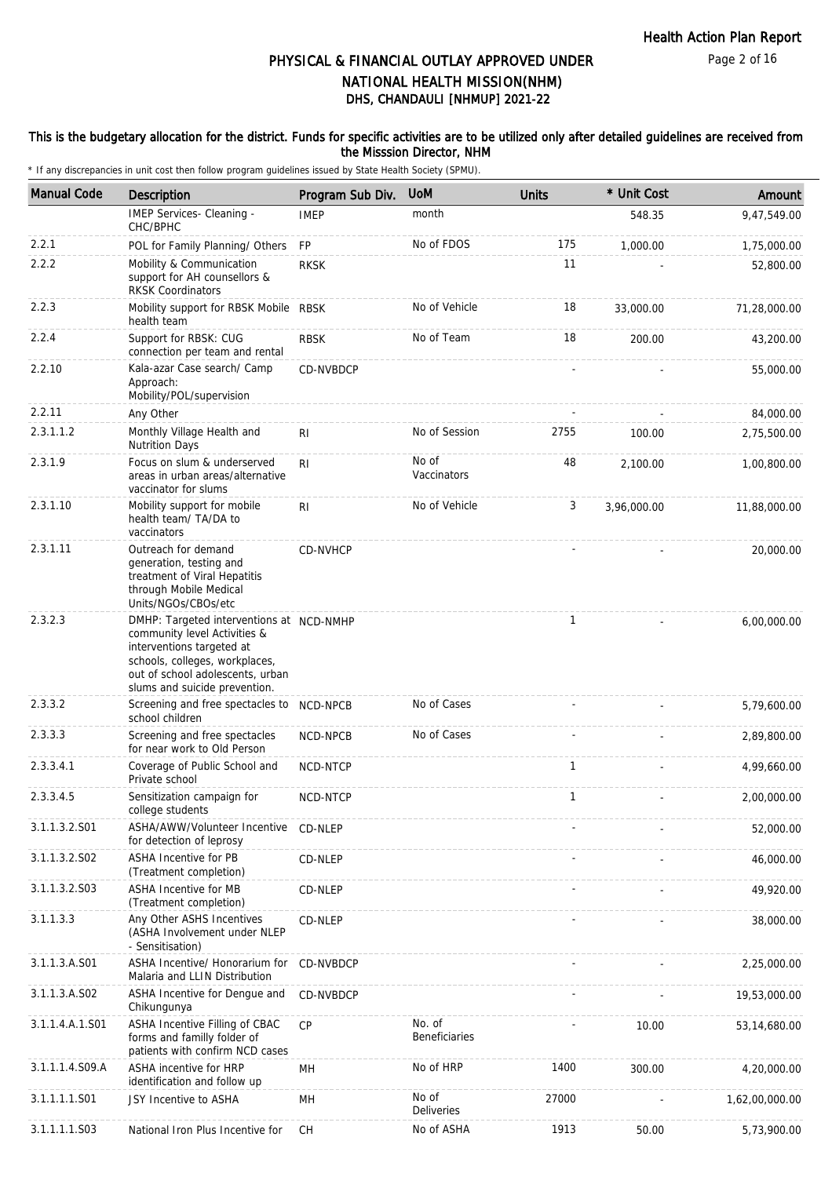# PHYSICAL & FINANCIAL OUTLAY APPROVED UNDER NATIONAL HEALTH MISSION(NHM)

## DHS, CHANDAULI [NHMUP] 2021-22

**This is the budgetary allocation for the district. Funds for specific activities are to be utilized only after detailed guidelines are received from the Misssion Director, NHM**

* If any discrepancies in unit cost then follow program guidelines issued by State Health Society (SPMU).

| Manual Code | Description | Program Sub Div. | UoM | Units | * Unit Cost | Amount |
|---|---|---|---|---|---|---|
| | IMEP Services- Cleaning - CHC/BPHC | IMEP | month | | 548.35 | 9,47,549.00 |
| 2.2.1 | POL for Family Planning/ Others | FP | No of FDOS | 175 | 1,000.00 | 1,75,000.00 |
| 2.2.2 | Mobility & Communication support for AH counsellors & RKSK Coordinators | RKSK | | 11 | - | 52,800.00 |
| 2.2.3 | Mobility support for RBSK Mobile health team | RBSK | No of Vehicle | 18 | 33,000.00 | 71,28,000.00 |
| 2.2.4 | Support for RBSK: CUG connection per team and rental | RBSK | No of Team | 18 | 200.00 | 43,200.00 |
| 2.2.10 | Kala-azar Case search/ Camp Approach: Mobility/POL/supervision | CD-NVBDCP | | - | - | 55,000.00 |
| 2.2.11 | Any Other | | | - | - | 84,000.00 |
| 2.3.1.1.2 | Monthly Village Health and Nutrition Days | RI | No of Session | 2755 | 100.00 | 2,75,500.00 |
| 2.3.1.9 | Focus on slum & underserved areas in urban areas/alternative vaccinator for slums | RI | No of Vaccinators | 48 | 2,100.00 | 1,00,800.00 |
| 2.3.1.10 | Mobility support for mobile health team/ TA/DA to vaccinators | RI | No of Vehicle | 3 | 3,96,000.00 | 11,88,000.00 |
| 2.3.1.11 | Outreach for demand generation, testing and treatment of Viral Hepatitis through Mobile Medical Units/NGOs/CBOs/etc | CD-NVHCP | | - | - | 20,000.00 |
| 2.3.2.3 | DMHP: Targeted interventions at community level Activities & interventions targeted at schools, colleges, workplaces, out of school adolescents, urban slums and suicide prevention. | NCD-NMHP | | 1 | - | 6,00,000.00 |
| 2.3.3.2 | Screening and free spectacles to school children | NCD-NPCB | No of Cases | - | - | 5,79,600.00 |
| 2.3.3.3 | Screening and free spectacles for near work to Old Person | NCD-NPCB | No of Cases | - | - | 2,89,800.00 |
| 2.3.3.4.1 | Coverage of Public School and Private school | NCD-NTCP | | 1 | - | 4,99,660.00 |
| 2.3.3.4.5 | Sensitization campaign for college students | NCD-NTCP | | 1 | - | 2,00,000.00 |
| 3.1.1.3.2.S01 | ASHA/AWW/Volunteer Incentive for detection of leprosy | CD-NLEP | | - | - | 52,000.00 |
| 3.1.1.3.2.S02 | ASHA Incentive for PB (Treatment completion) | CD-NLEP | | - | - | 46,000.00 |
| 3.1.1.3.2.S03 | ASHA Incentive for MB (Treatment completion) | CD-NLEP | | - | - | 49,920.00 |
| 3.1.1.3.3 | Any Other ASHS Incentives (ASHA Involvement under NLEP - Sensitisation) | CD-NLEP | | - | - | 38,000.00 |
| 3.1.1.3.A.S01 | ASHA Incentive/ Honorarium for Malaria and LLIN Distribution | CD-NVBDCP | | - | - | 2,25,000.00 |
| 3.1.1.3.A.S02 | ASHA Incentive for Dengue and Chikungunya | CD-NVBDCP | | - | - | 19,53,000.00 |
| 3.1.1.4.A.1.S01 | ASHA Incentive Filling of CBAC forms and familly folder of patients with confirm NCD cases | CP | No. of Beneficiaries | - | 10.00 | 53,14,680.00 |
| 3.1.1.1.4.S09.A | ASHA incentive for HRP identification and follow up | MH | No of HRP | 1400 | 300.00 | 4,20,000.00 |
| 3.1.1.1.1.S01 | JSY Incentive to ASHA | MH | No of Deliveries | 27000 | - | 1,62,00,000.00 |
| 3.1.1.1.1.S03 | National Iron Plus Incentive for | CH | No of ASHA | 1913 | 50.00 | 5,73,900.00 |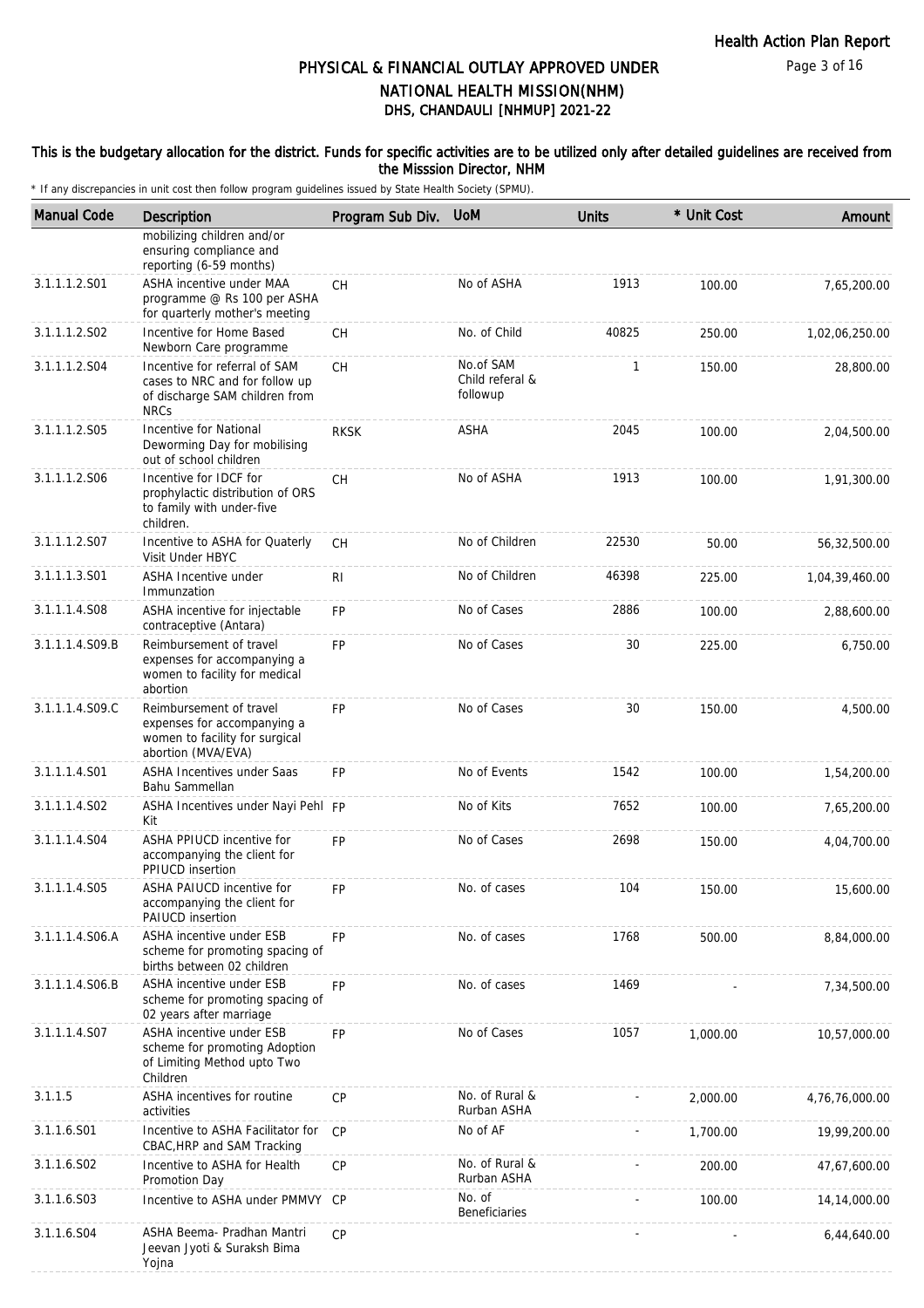# PHYSICAL & FINANCIAL OUTLAY APPROVED UNDER NATIONAL HEALTH MISSION(NHM)

## DHS, CHANDAULI [NHMUP] 2021-22

### This is the budgetary allocation for the district. Funds for specific activities are to be utilized only after detailed guidelines are received from the Misssion Director, NHM

\* If any discrepancies in unit cost then follow program guidelines issued by State Health Society (SPMU).

| Manual Code | Description | Program Sub Div. | UoM | Units | * Unit Cost | Amount |
|---|---|---|---|---|---|---|
| | mobilizing children and/or ensuring compliance and reporting (6-59 months) | | | | | |
| 3.1.1.1.2.S01 | ASHA incentive under MAA programme @ Rs 100 per ASHA for quarterly mother's meeting | CH | No of ASHA | 1913 | 100.00 | 7,65,200.00 |
| 3.1.1.1.2.S02 | Incentive for Home Based Newborn Care programme | CH | No. of Child | 40825 | 250.00 | 1,02,06,250.00 |
| 3.1.1.1.2.S04 | Incentive for referral of SAM cases to NRC and for follow up of discharge SAM children from NRCs | CH | No.of SAM Child referal & followup | 1 | 150.00 | 28,800.00 |
| 3.1.1.1.2.S05 | Incentive for National Deworming Day for mobilising out of school children | RKSK | ASHA | 2045 | 100.00 | 2,04,500.00 |
| 3.1.1.1.2.S06 | Incentive for IDCF for prophylactic distribution of ORS to family with under-five children. | CH | No of ASHA | 1913 | 100.00 | 1,91,300.00 |
| 3.1.1.1.2.S07 | Incentive to ASHA for Quaterly Visit Under HBYC | CH | No of Children | 22530 | 50.00 | 56,32,500.00 |
| 3.1.1.1.3.S01 | ASHA Incentive under Immunzation | RI | No of Children | 46398 | 225.00 | 1,04,39,460.00 |
| 3.1.1.1.4.S08 | ASHA incentive for injectable contraceptive (Antara) | FP | No of Cases | 2886 | 100.00 | 2,88,600.00 |
| 3.1.1.1.4.S09.B | Reimbursement of travel expenses for accompanying a women to facility for medical abortion | FP | No of Cases | 30 | 225.00 | 6,750.00 |
| 3.1.1.1.4.S09.C | Reimbursement of travel expenses for accompanying a women to facility for surgical abortion (MVA/EVA) | FP | No of Cases | 30 | 150.00 | 4,500.00 |
| 3.1.1.1.4.S01 | ASHA Incentives under Saas Bahu Sammellan | FP | No of Events | 1542 | 100.00 | 1,54,200.00 |
| 3.1.1.1.4.S02 | ASHA Incentives under Nayi Pehl Kit | FP | No of Kits | 7652 | 100.00 | 7,65,200.00 |
| 3.1.1.1.4.S04 | ASHA PPIUCD incentive for accompanying the client for PPIUCD insertion | FP | No of Cases | 2698 | 150.00 | 4,04,700.00 |
| 3.1.1.1.4.S05 | ASHA PAIUCD incentive for accompanying the client for PAIUCD insertion | FP | No. of cases | 104 | 150.00 | 15,600.00 |
| 3.1.1.1.4.S06.A | ASHA incentive under ESB scheme for promoting spacing of births between 02 children | FP | No. of cases | 1768 | 500.00 | 8,84,000.00 |
| 3.1.1.1.4.S06.B | ASHA incentive under ESB scheme for promoting spacing of 02 years after marriage | FP | No. of cases | 1469 | - | 7,34,500.00 |
| 3.1.1.1.4.S07 | ASHA incentive under ESB scheme for promoting Adoption of Limiting Method upto Two Children | FP | No of Cases | 1057 | 1,000.00 | 10,57,000.00 |
| 3.1.1.5 | ASHA incentives for routine activities | CP | No. of Rural & Rurban ASHA | - | 2,000.00 | 4,76,76,000.00 |
| 3.1.1.6.S01 | Incentive to ASHA Facilitator for CBAC,HRP and SAM Tracking | CP | No of AF | - | 1,700.00 | 19,99,200.00 |
| 3.1.1.6.S02 | Incentive to ASHA for Health Promotion Day | CP | No. of Rural & Rurban ASHA | - | 200.00 | 47,67,600.00 |
| 3.1.1.6.S03 | Incentive to ASHA under PMMVY | CP | No. of Beneficiaries | - | 100.00 | 14,14,000.00 |
| 3.1.1.6.S04 | ASHA Beema- Pradhan Mantri Jeevan Jyoti & Suraksh Bima Yojna | CP | | - | - | 6,44,640.00 |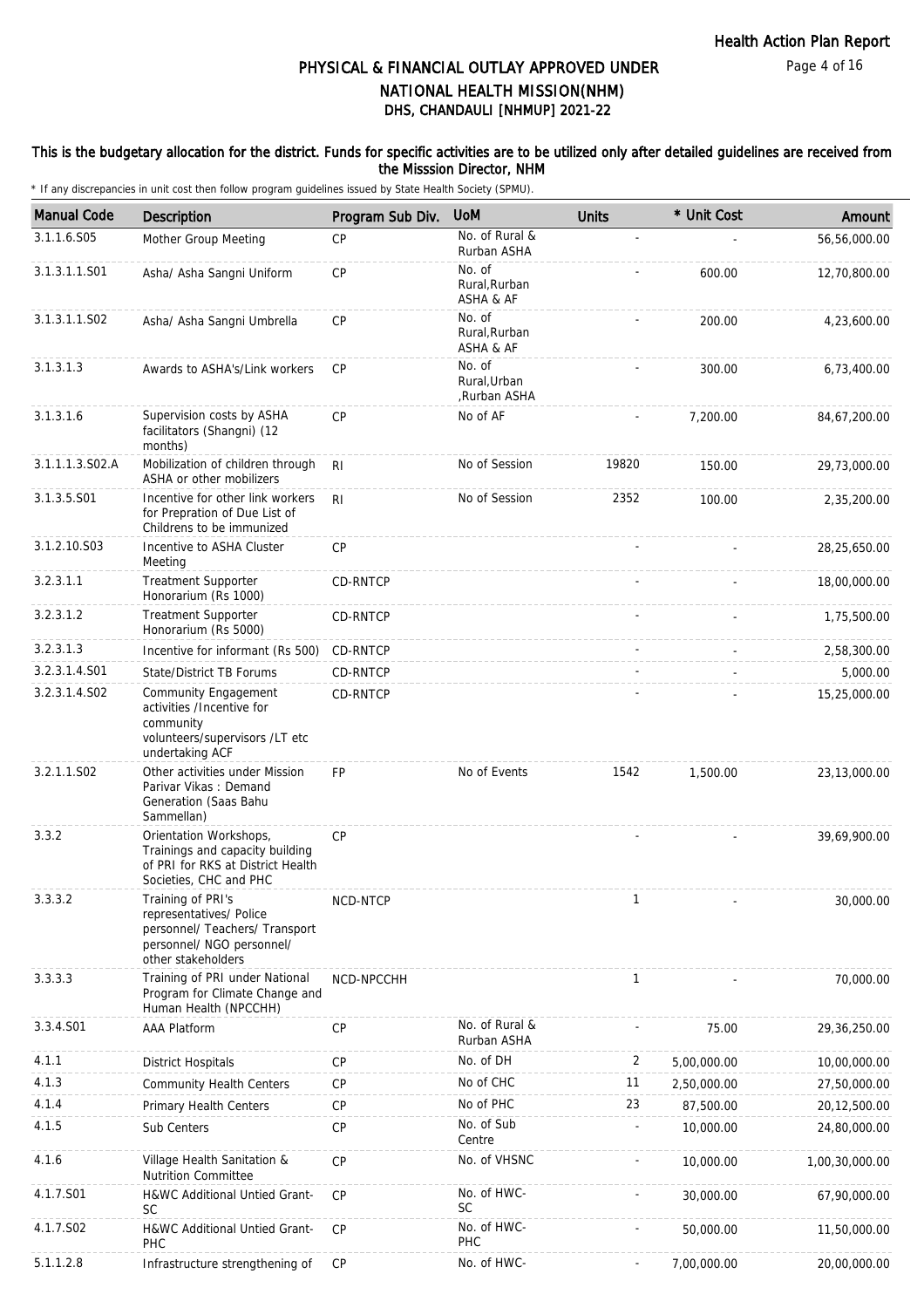# PHYSICAL & FINANCIAL OUTLAY APPROVED UNDER NATIONAL HEALTH MISSION(NHM)

## DHS, CHANDAULI [NHMUP] 2021-22

**This is the budgetary allocation for the district. Funds for specific activities are to be utilized only after detailed guidelines are received from the Misssion Director, NHM**

\* If any discrepancies in unit cost then follow program guidelines issued by State Health Society (SPMU).

| Manual Code | Description | Program Sub Div. | UoM | Units | * Unit Cost | Amount |
|---|---|---|---|---|---|---|
| 3.1.1.6.S05 | Mother Group Meeting | CP | No. of Rural & Rurban ASHA | - | - | 56,56,000.00 |
| 3.1.3.1.1.S01 | Asha/ Asha Sangni Uniform | CP | No. of Rural,Rurban ASHA & AF | - | 600.00 | 12,70,800.00 |
| 3.1.3.1.1.S02 | Asha/ Asha Sangni Umbrella | CP | No. of Rural,Rurban ASHA & AF | - | 200.00 | 4,23,600.00 |
| 3.1.3.1.3 | Awards to ASHA's/Link workers | CP | No. of Rural,Urban ,Rurban ASHA | - | 300.00 | 6,73,400.00 |
| 3.1.3.1.6 | Supervision costs by ASHA facilitators (Shangni) (12 months) | CP | No of AF | - | 7,200.00 | 84,67,200.00 |
| 3.1.1.1.3.S02.A | Mobilization of children through ASHA or other mobilizers | RI | No of Session | 19820 | 150.00 | 29,73,000.00 |
| 3.1.3.5.S01 | Incentive for other link workers for Prepration of Due List of Childrens to be immunized | RI | No of Session | 2352 | 100.00 | 2,35,200.00 |
| 3.1.2.10.S03 | Incentive to ASHA Cluster Meeting | CP | | - | - | 28,25,650.00 |
| 3.2.3.1.1 | Treatment Supporter Honorarium (Rs 1000) | CD-RNTCP | | - | - | 18,00,000.00 |
| 3.2.3.1.2 | Treatment Supporter Honorarium (Rs 5000) | CD-RNTCP | | - | - | 1,75,500.00 |
| 3.2.3.1.3 | Incentive for informant (Rs 500) | CD-RNTCP | | - | - | 2,58,300.00 |
| 3.2.3.1.4.S01 | State/District TB Forums | CD-RNTCP | | - | - | 5,000.00 |
| 3.2.3.1.4.S02 | Community Engagement activities /Incentive for community volunteers/supervisors /LT etc undertaking ACF | CD-RNTCP | | - | - | 15,25,000.00 |
| 3.2.1.1.S02 | Other activities under Mission Parivar Vikas : Demand Generation (Saas Bahu Sammellan) | FP | No of Events | 1542 | 1,500.00 | 23,13,000.00 |
| 3.3.2 | Orientation Workshops, Trainings and capacity building of PRI for RKS at District Health Societies, CHC and PHC | CP | | - | - | 39,69,900.00 |
| 3.3.3.2 | Training of PRI's representatives/ Police personnel/ Teachers/ Transport personnel/ NGO personnel/ other stakeholders | NCD-NTCP | | 1 | - | 30,000.00 |
| 3.3.3.3 | Training of PRI under National Program for Climate Change and Human Health (NPCCHH) | NCD-NPCCHH | | 1 | - | 70,000.00 |
| 3.3.4.S01 | AAA Platform | CP | No. of Rural & Rurban ASHA | - | 75.00 | 29,36,250.00 |
| 4.1.1 | District Hospitals | CP | No. of DH | 2 | 5,00,000.00 | 10,00,000.00 |
| 4.1.3 | Community Health Centers | CP | No of CHC | 11 | 2,50,000.00 | 27,50,000.00 |
| 4.1.4 | Primary Health Centers | CP | No of PHC | 23 | 87,500.00 | 20,12,500.00 |
| 4.1.5 | Sub Centers | CP | No. of Sub Centre | - | 10,000.00 | 24,80,000.00 |
| 4.1.6 | Village Health Sanitation & Nutrition Committee | CP | No. of VHSNC | - | 10,000.00 | 1,00,30,000.00 |
| 4.1.7.S01 | H&WC Additional Untied Grant-SC | CP | No. of HWC-SC | - | 30,000.00 | 67,90,000.00 |
| 4.1.7.S02 | H&WC Additional Untied Grant-PHC | CP | No. of HWC-PHC | - | 50,000.00 | 11,50,000.00 |
| 5.1.1.2.8 | Infrastructure strengthening of | CP | No. of HWC- | - | 7,00,000.00 | 20,00,000.00 |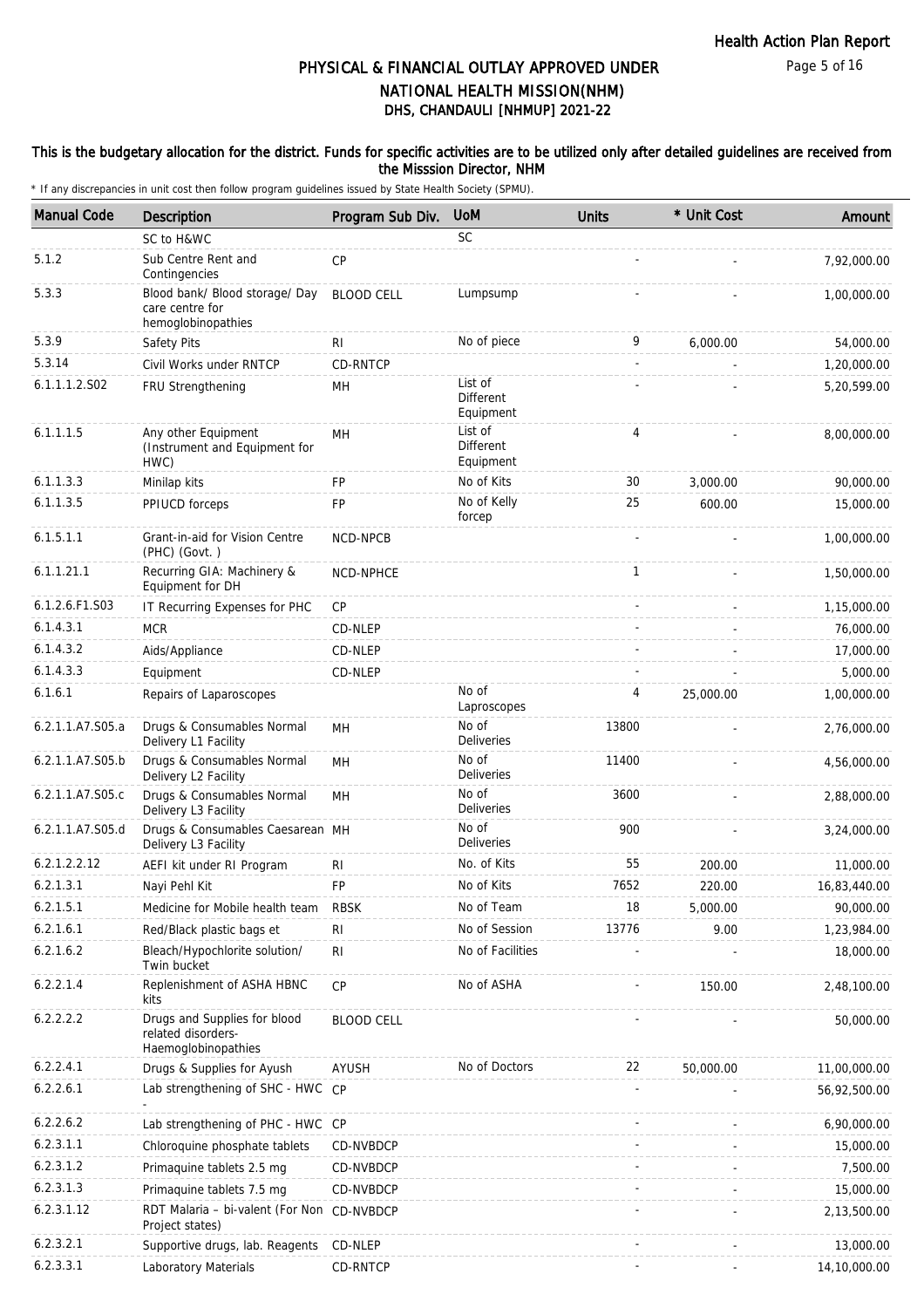# PHYSICAL & FINANCIAL OUTLAY APPROVED UNDER NATIONAL HEALTH MISSION(NHM)

## DHS, CHANDAULI [NHMUP] 2021-22

**This is the budgetary allocation for the district. Funds for specific activities are to be utilized only after detailed guidelines are received from the Misssion Director, NHM**

\* If any discrepancies in unit cost then follow program guidelines issued by State Health Society (SPMU).

| Manual Code | Description | Program Sub Div. | UoM | Units | * Unit Cost | Amount |
|---|---|---|---|---|---|---|
| | SC to H&WC | | SC | | | |
| 5.1.2 | Sub Centre Rent and Contingencies | CP | | - | - | 7,92,000.00 |
| 5.3.3 | Blood bank/ Blood storage/ Day care centre for hemoglobinopathies | BLOOD CELL | Lumpsump | - | - | 1,00,000.00 |
| 5.3.9 | Safety Pits | RI | No of piece | 9 | 6,000.00 | 54,000.00 |
| 5.3.14 | Civil Works under RNTCP | CD-RNTCP | | - | - | 1,20,000.00 |
| 6.1.1.1.2.S02 | FRU Strengthening | MH | List of Different Equipment | - | - | 5,20,599.00 |
| 6.1.1.1.5 | Any other Equipment (Instrument and Equipment for HWC) | MH | List of Different Equipment | 4 | - | 8,00,000.00 |
| 6.1.1.3.3 | Minilap kits | FP | No of Kits | 30 | 3,000.00 | 90,000.00 |
| 6.1.1.3.5 | PPIUCD forceps | FP | No of Kelly forcep | 25 | 600.00 | 15,000.00 |
| 6.1.5.1.1 | Grant-in-aid for Vision Centre (PHC) (Govt. ) | NCD-NPCB | | - | - | 1,00,000.00 |
| 6.1.1.21.1 | Recurring GIA: Machinery & Equipment for DH | NCD-NPHCE | | 1 | - | 1,50,000.00 |
| 6.1.2.6.F1.S03 | IT Recurring Expenses for PHC | CP | | - | - | 1,15,000.00 |
| 6.1.4.3.1 | MCR | CD-NLEP | | - | - | 76,000.00 |
| 6.1.4.3.2 | Aids/Appliance | CD-NLEP | | - | - | 17,000.00 |
| 6.1.4.3.3 | Equipment | CD-NLEP | | - | - | 5,000.00 |
| 6.1.6.1 | Repairs of Laparoscopes | | No of Laproscopes | 4 | 25,000.00 | 1,00,000.00 |
| 6.2.1.1.A7.S05.a | Drugs & Consumables Normal Delivery L1 Facility | MH | No of Deliveries | 13800 | - | 2,76,000.00 |
| 6.2.1.1.A7.S05.b | Drugs & Consumables Normal Delivery L2 Facility | MH | No of Deliveries | 11400 | - | 4,56,000.00 |
| 6.2.1.1.A7.S05.c | Drugs & Consumables Normal Delivery L3 Facility | MH | No of Deliveries | 3600 | - | 2,88,000.00 |
| 6.2.1.1.A7.S05.d | Drugs & Consumables Caesarean Delivery L3 Facility | MH | No of Deliveries | 900 | - | 3,24,000.00 |
| 6.2.1.2.2.12 | AEFI kit under RI Program | RI | No. of Kits | 55 | 200.00 | 11,000.00 |
| 6.2.1.3.1 | Nayi Pehl Kit | FP | No of Kits | 7652 | 220.00 | 16,83,440.00 |
| 6.2.1.5.1 | Medicine for Mobile health team | RBSK | No of Team | 18 | 5,000.00 | 90,000.00 |
| 6.2.1.6.1 | Red/Black plastic bags et | RI | No of Session | 13776 | 9.00 | 1,23,984.00 |
| 6.2.1.6.2 | Bleach/Hypochlorite solution/ Twin bucket | RI | No of Facilities | - | - | 18,000.00 |
| 6.2.2.1.4 | Replenishment of ASHA HBNC kits | CP | No of ASHA | - | 150.00 | 2,48,100.00 |
| 6.2.2.2.2 | Drugs and Supplies for blood related disorders-Haemoglobinopathies | BLOOD CELL | | - | - | 50,000.00 |
| 6.2.2.4.1 | Drugs & Supplies for Ayush | AYUSH | No of Doctors | 22 | 50,000.00 | 11,00,000.00 |
| 6.2.2.6.1 | Lab strengthening of SHC - HWC - | CP | | - | - | 56,92,500.00 |
| 6.2.2.6.2 | Lab strengthening of PHC - HWC | CP | | - | - | 6,90,000.00 |
| 6.2.3.1.1 | Chloroquine phosphate tablets | CD-NVBDCP | | - | - | 15,000.00 |
| 6.2.3.1.2 | Primaquine tablets 2.5 mg | CD-NVBDCP | | - | - | 7,500.00 |
| 6.2.3.1.3 | Primaquine tablets 7.5 mg | CD-NVBDCP | | - | - | 15,000.00 |
| 6.2.3.1.12 | RDT Malaria – bi-valent (For Non Project states) | CD-NVBDCP | | - | - | 2,13,500.00 |
| 6.2.3.2.1 | Supportive drugs, lab. Reagents | CD-NLEP | | - | - | 13,000.00 |
| 6.2.3.3.1 | Laboratory Materials | CD-RNTCP | | - | - | 14,10,000.00 |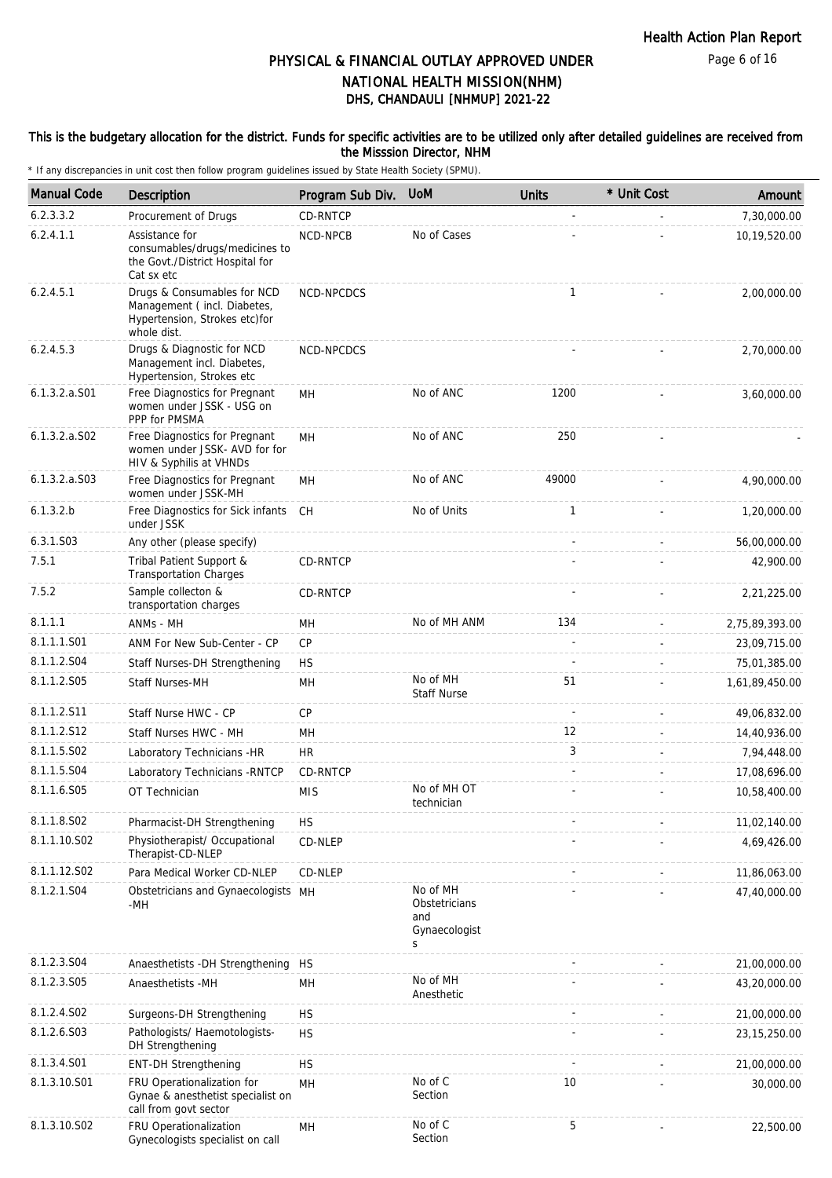# PHYSICAL & FINANCIAL OUTLAY APPROVED UNDER NATIONAL HEALTH MISSION(NHM)
## DHS, CHANDAULI [NHMUP] 2021-22

### This is the budgetary allocation for the district. Funds for specific activities are to be utilized only after detailed guidelines are received from the Misssion Director, NHM

\* If any discrepancies in unit cost then follow program guidelines issued by State Health Society (SPMU).

| Manual Code | Description | Program Sub Div. | UoM | Units | * Unit Cost | Amount |
|---|---|---|---|---|---|---|
| 6.2.3.3.2 | Procurement of Drugs | CD-RNTCP | | - | - | 7,30,000.00 |
| 6.2.4.1.1 | Assistance for consumables/drugs/medicines to the Govt./District Hospital for Cat sx etc | NCD-NPCB | No of Cases | - | - | 10,19,520.00 |
| 6.2.4.5.1 | Drugs & Consumables for NCD Management ( incl. Diabetes, Hypertension, Strokes etc)for whole dist. | NCD-NPCDCS | | 1 | - | 2,00,000.00 |
| 6.2.4.5.3 | Drugs & Diagnostic for NCD Management incl. Diabetes, Hypertension, Strokes etc | NCD-NPCDCS | | - | - | 2,70,000.00 |
| 6.1.3.2.a.S01 | Free Diagnostics for Pregnant women under JSSK - USG on PPP for PMSMA | MH | No of ANC | 1200 | - | 3,60,000.00 |
| 6.1.3.2.a.S02 | Free Diagnostics for Pregnant women under JSSK- AVD for for HIV & Syphilis at VHNDs | MH | No of ANC | 250 | - | - |
| 6.1.3.2.a.S03 | Free Diagnostics for Pregnant women under JSSK-MH | MH | No of ANC | 49000 | - | 4,90,000.00 |
| 6.1.3.2.b | Free Diagnostics for Sick infants under JSSK | CH | No of Units | 1 | - | 1,20,000.00 |
| 6.3.1.S03 | Any other (please specify) | | | - | - | 56,00,000.00 |
| 7.5.1 | Tribal Patient Support & Transportation Charges | CD-RNTCP | | - | - | 42,900.00 |
| 7.5.2 | Sample collecton & transportation charges | CD-RNTCP | | - | - | 2,21,225.00 |
| 8.1.1.1 | ANMs - MH | MH | No of MH ANM | 134 | - | 2,75,89,393.00 |
| 8.1.1.1.S01 | ANM For New Sub-Center - CP | CP | | - | - | 23,09,715.00 |
| 8.1.1.2.S04 | Staff Nurses-DH Strengthening | HS | | - | - | 75,01,385.00 |
| 8.1.1.2.S05 | Staff Nurses-MH | MH | No of MH Staff Nurse | 51 | - | 1,61,89,450.00 |
| 8.1.1.2.S11 | Staff Nurse HWC - CP | CP | | - | - | 49,06,832.00 |
| 8.1.1.2.S12 | Staff Nurses HWC - MH | MH | | 12 | - | 14,40,936.00 |
| 8.1.1.5.S02 | Laboratory Technicians -HR | HR | | 3 | - | 7,94,448.00 |
| 8.1.1.5.S04 | Laboratory Technicians -RNTCP | CD-RNTCP | | - | - | 17,08,696.00 |
| 8.1.1.6.S05 | OT Technician | MIS | No of MH OT technician | - | - | 10,58,400.00 |
| 8.1.1.8.S02 | Pharmacist-DH Strengthening | HS | | - | - | 11,02,140.00 |
| 8.1.1.10.S02 | Physiotherapist/ Occupational Therapist-CD-NLEP | CD-NLEP | | - | - | 4,69,426.00 |
| 8.1.1.12.S02 | Para Medical Worker CD-NLEP | CD-NLEP | | - | - | 11,86,063.00 |
| 8.1.2.1.S04 | Obstetricians and Gynaecologists -MH | MH | No of MH Obstetricians and Gynaecologists | - | - | 47,40,000.00 |
| 8.1.2.3.S04 | Anaesthetists -DH Strengthening | HS | | - | - | 21,00,000.00 |
| 8.1.2.3.S05 | Anaesthetists -MH | MH | No of MH Anesthetic | - | - | 43,20,000.00 |
| 8.1.2.4.S02 | Surgeons-DH Strengthening | HS | | - | - | 21,00,000.00 |
| 8.1.2.6.S03 | Pathologists/ Haemotologists-DH Strengthening | HS | | - | - | 23,15,250.00 |
| 8.1.3.4.S01 | ENT-DH Strengthening | HS | | - | - | 21,00,000.00 |
| 8.1.3.10.S01 | FRU Operationalization for Gynae & anesthetist specialist on call from govt sector | MH | No of C Section | 10 | - | 30,000.00 |
| 8.1.3.10.S02 | FRU Operationalization Gynecologists specialist on call | MH | No of C Section | 5 | - | 22,500.00 |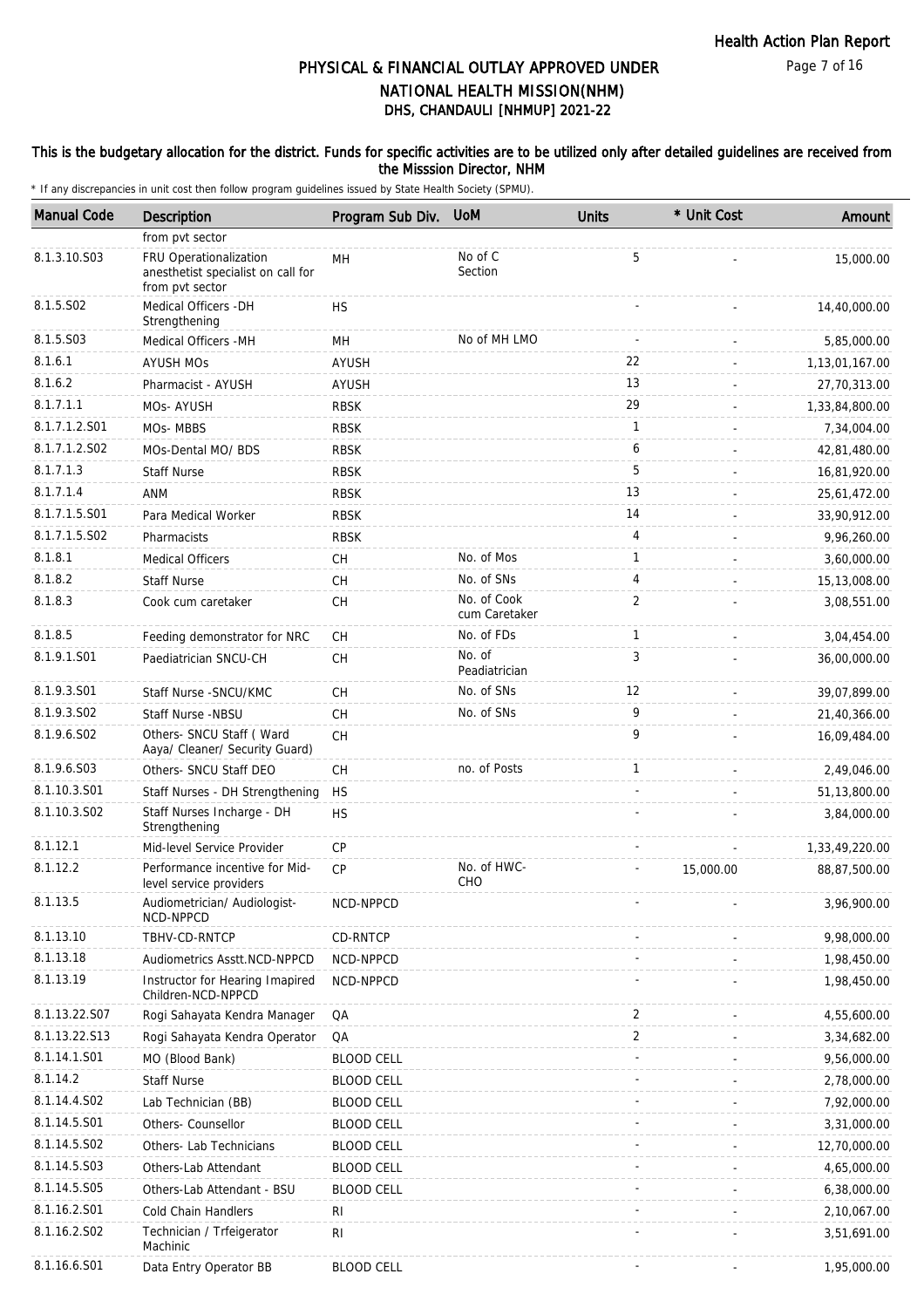# PHYSICAL & FINANCIAL OUTLAY APPROVED UNDER NATIONAL HEALTH MISSION(NHM)
## DHS, CHANDAULI [NHMUP] 2021-22

**This is the budgetary allocation for the district. Funds for specific activities are to be utilized only after detailed guidelines are received from the Misssion Director, NHM**

\* If any discrepancies in unit cost then follow program guidelines issued by State Health Society (SPMU).

| Manual Code | Description | Program Sub Div. | UoM | Units | * Unit Cost | Amount |
|---|---|---|---|---|---|---|
| | from pvt sector | | | | | |
| 8.1.3.10.S03 | FRU Operationalization anesthetist specialist on call for from pvt sector | MH | No of C Section | 5 | - | 15,000.00 |
| 8.1.5.S02 | Medical Officers -DH Strengthening | HS | | - | - | 14,40,000.00 |
| 8.1.5.S03 | Medical Officers -MH | MH | No of MH LMO | - | - | 5,85,000.00 |
| 8.1.6.1 | AYUSH MOs | AYUSH | | 22 | - | 1,13,01,167.00 |
| 8.1.6.2 | Pharmacist - AYUSH | AYUSH | | 13 | - | 27,70,313.00 |
| 8.1.7.1.1 | MOs- AYUSH | RBSK | | 29 | - | 1,33,84,800.00 |
| 8.1.7.1.2.S01 | MOs- MBBS | RBSK | | 1 | - | 7,34,004.00 |
| 8.1.7.1.2.S02 | MOs-Dental MO/ BDS | RBSK | | 6 | - | 42,81,480.00 |
| 8.1.7.1.3 | Staff Nurse | RBSK | | 5 | - | 16,81,920.00 |
| 8.1.7.1.4 | ANM | RBSK | | 13 | - | 25,61,472.00 |
| 8.1.7.1.5.S01 | Para Medical Worker | RBSK | | 14 | - | 33,90,912.00 |
| 8.1.7.1.5.S02 | Pharmacists | RBSK | | 4 | - | 9,96,260.00 |
| 8.1.8.1 | Medical Officers | CH | No. of Mos | 1 | - | 3,60,000.00 |
| 8.1.8.2 | Staff Nurse | CH | No. of SNs | 4 | - | 15,13,008.00 |
| 8.1.8.3 | Cook cum caretaker | CH | No. of Cook cum Caretaker | 2 | - | 3,08,551.00 |
| 8.1.8.5 | Feeding demonstrator for NRC | CH | No. of FDs | 1 | - | 3,04,454.00 |
| 8.1.9.1.S01 | Paediatrician SNCU-CH | CH | No. of Peadiatrician | 3 | - | 36,00,000.00 |
| 8.1.9.3.S01 | Staff Nurse -SNCU/KMC | CH | No. of SNs | 12 | - | 39,07,899.00 |
| 8.1.9.3.S02 | Staff Nurse -NBSU | CH | No. of SNs | 9 | - | 21,40,366.00 |
| 8.1.9.6.S02 | Others- SNCU Staff ( Ward Aaya/ Cleaner/ Security Guard) | CH | | 9 | - | 16,09,484.00 |
| 8.1.9.6.S03 | Others- SNCU Staff DEO | CH | no. of Posts | 1 | - | 2,49,046.00 |
| 8.1.10.3.S01 | Staff Nurses - DH Strengthening | HS | | - | - | 51,13,800.00 |
| 8.1.10.3.S02 | Staff Nurses Incharge - DH Strengthening | HS | | - | - | 3,84,000.00 |
| 8.1.12.1 | Mid-level Service Provider | CP | | - | - | 1,33,49,220.00 |
| 8.1.12.2 | Performance incentive for Mid-level service providers | CP | No. of HWC-CHO | - | 15,000.00 | 88,87,500.00 |
| 8.1.13.5 | Audiometrician/ Audiologist-NCD-NPPCD | NCD-NPPCD | | - | - | 3,96,900.00 |
| 8.1.13.10 | TBHV-CD-RNTCP | CD-RNTCP | | - | - | 9,98,000.00 |
| 8.1.13.18 | Audiometrics Asstt.NCD-NPPCD | NCD-NPPCD | | - | - | 1,98,450.00 |
| 8.1.13.19 | Instructor for Hearing Imapired Children-NCD-NPPCD | NCD-NPPCD | | - | - | 1,98,450.00 |
| 8.1.13.22.S07 | Rogi Sahayata Kendra Manager | QA | | 2 | - | 4,55,600.00 |
| 8.1.13.22.S13 | Rogi Sahayata Kendra Operator | QA | | 2 | - | 3,34,682.00 |
| 8.1.14.1.S01 | MO (Blood Bank) | BLOOD CELL | | - | - | 9,56,000.00 |
| 8.1.14.2 | Staff Nurse | BLOOD CELL | | - | - | 2,78,000.00 |
| 8.1.14.4.S02 | Lab Technician (BB) | BLOOD CELL | | - | - | 7,92,000.00 |
| 8.1.14.5.S01 | Others- Counsellor | BLOOD CELL | | - | - | 3,31,000.00 |
| 8.1.14.5.S02 | Others- Lab Technicians | BLOOD CELL | | - | - | 12,70,000.00 |
| 8.1.14.5.S03 | Others-Lab Attendant | BLOOD CELL | | - | - | 4,65,000.00 |
| 8.1.14.5.S05 | Others-Lab Attendant - BSU | BLOOD CELL | | - | - | 6,38,000.00 |
| 8.1.16.2.S01 | Cold Chain Handlers | RI | | - | - | 2,10,067.00 |
| 8.1.16.2.S02 | Technician / Trfeigerator Machinic | RI | | - | - | 3,51,691.00 |
| 8.1.16.6.S01 | Data Entry Operator BB | BLOOD CELL | | - | - | 1,95,000.00 |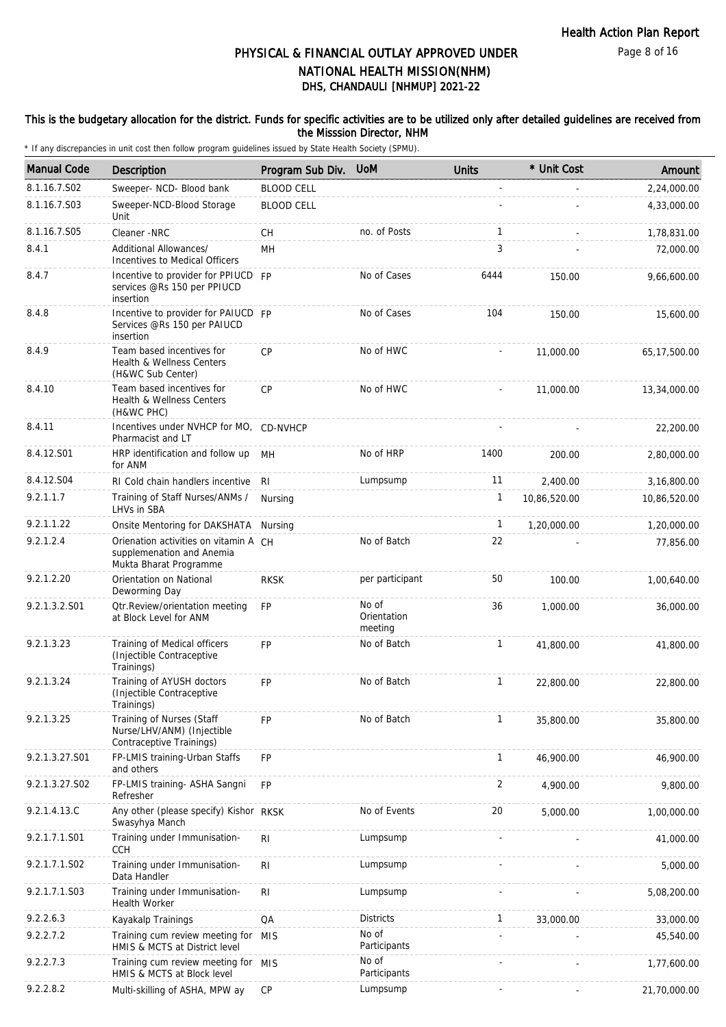# PHYSICAL & FINANCIAL OUTLAY APPROVED UNDER NATIONAL HEALTH MISSION(NHM)

## DHS, CHANDAULI [NHMUP] 2021-22

**This is the budgetary allocation for the district. Funds for specific activities are to be utilized only after detailed guidelines are received from the Misssion Director, NHM**

\* If any discrepancies in unit cost then follow program guidelines issued by State Health Society (SPMU).

| Manual Code | Description | Program Sub Div. | UoM | Units | * Unit Cost | Amount |
|---|---|---|---|---|---|---|
| 8.1.16.7.S02 | Sweeper- NCD- Blood bank | BLOOD CELL | | - | - | 2,24,000.00 |
| 8.1.16.7.S03 | Sweeper-NCD-Blood Storage Unit | BLOOD CELL | | - | - | 4,33,000.00 |
| 8.1.16.7.S05 | Cleaner -NRC | CH | no. of Posts | 1 | - | 1,78,831.00 |
| 8.4.1 | Additional Allowances/ Incentives to Medical Officers | MH | | 3 | - | 72,000.00 |
| 8.4.7 | Incentive to provider for PPIUCD services @Rs 150 per PPIUCD insertion | FP | No of Cases | 6444 | 150.00 | 9,66,600.00 |
| 8.4.8 | Incentive to provider for PAIUCD Services @Rs 150 per PAIUCD insertion | FP | No of Cases | 104 | 150.00 | 15,600.00 |
| 8.4.9 | Team based incentives for Health & Wellness Centers (H&WC Sub Center) | CP | No of HWC | - | 11,000.00 | 65,17,500.00 |
| 8.4.10 | Team based incentives for Health & Wellness Centers (H&WC PHC) | CP | No of HWC | - | 11,000.00 | 13,34,000.00 |
| 8.4.11 | Incentives under NVHCP for MO, Pharmacist and LT | CD-NVHCP | | - | - | 22,200.00 |
| 8.4.12.S01 | HRP identification and follow up for ANM | MH | No of HRP | 1400 | 200.00 | 2,80,000.00 |
| 8.4.12.S04 | RI Cold chain handlers incentive | RI | Lumpsump | 11 | 2,400.00 | 3,16,800.00 |
| 9.2.1.1.7 | Training of Staff Nurses/ANMs / LHVs in SBA | Nursing | | 1 | 10,86,520.00 | 10,86,520.00 |
| 9.2.1.1.22 | Onsite Mentoring for DAKSHATA | Nursing | | 1 | 1,20,000.00 | 1,20,000.00 |
| 9.2.1.2.4 | Orienation activities on vitamin A supplemenation and Anemia Mukta Bharat Programme | CH | No of Batch | 22 | - | 77,856.00 |
| 9.2.1.2.20 | Orientation on National Deworming Day | RKSK | per participant | 50 | 100.00 | 1,00,640.00 |
| 9.2.1.3.2.S01 | Qtr.Review/orientation meeting at Block Level for ANM | FP | No of Orientation meeting | 36 | 1,000.00 | 36,000.00 |
| 9.2.1.3.23 | Training of Medical officers (Injectible Contraceptive Trainings) | FP | No of Batch | 1 | 41,800.00 | 41,800.00 |
| 9.2.1.3.24 | Training of AYUSH doctors (Injectible Contraceptive Trainings) | FP | No of Batch | 1 | 22,800.00 | 22,800.00 |
| 9.2.1.3.25 | Training of Nurses (Staff Nurse/LHV/ANM) (Injectible Contraceptive Trainings) | FP | No of Batch | 1 | 35,800.00 | 35,800.00 |
| 9.2.1.3.27.S01 | FP-LMIS training-Urban Staffs and others | FP | | 1 | 46,900.00 | 46,900.00 |
| 9.2.1.3.27.S02 | FP-LMIS training- ASHA Sangni Refresher | FP | | 2 | 4,900.00 | 9,800.00 |
| 9.2.1.4.13.C | Any other (please specify) Kishor Swasyhya Manch | RKSK | No of Events | 20 | 5,000.00 | 1,00,000.00 |
| 9.2.1.7.1.S01 | Training under Immunisation-CCH | RI | Lumpsump | - | - | 41,000.00 |
| 9.2.1.7.1.S02 | Training under Immunisation-Data Handler | RI | Lumpsump | - | - | 5,000.00 |
| 9.2.1.7.1.S03 | Training under Immunisation-Health Worker | RI | Lumpsump | - | - | 5,08,200.00 |
| 9.2.2.6.3 | Kayakalp Trainings | QA | Districts | 1 | 33,000.00 | 33,000.00 |
| 9.2.2.7.2 | Training cum review meeting for HMIS & MCTS at District level | MIS | No of Participants | - | - | 45,540.00 |
| 9.2.2.7.3 | Training cum review meeting for HMIS & MCTS at Block level | MIS | No of Participants | - | - | 1,77,600.00 |
| 9.2.2.8.2 | Multi-skilling of ASHA, MPW ay | CP | Lumpsump | - | - | 21,70,000.00 |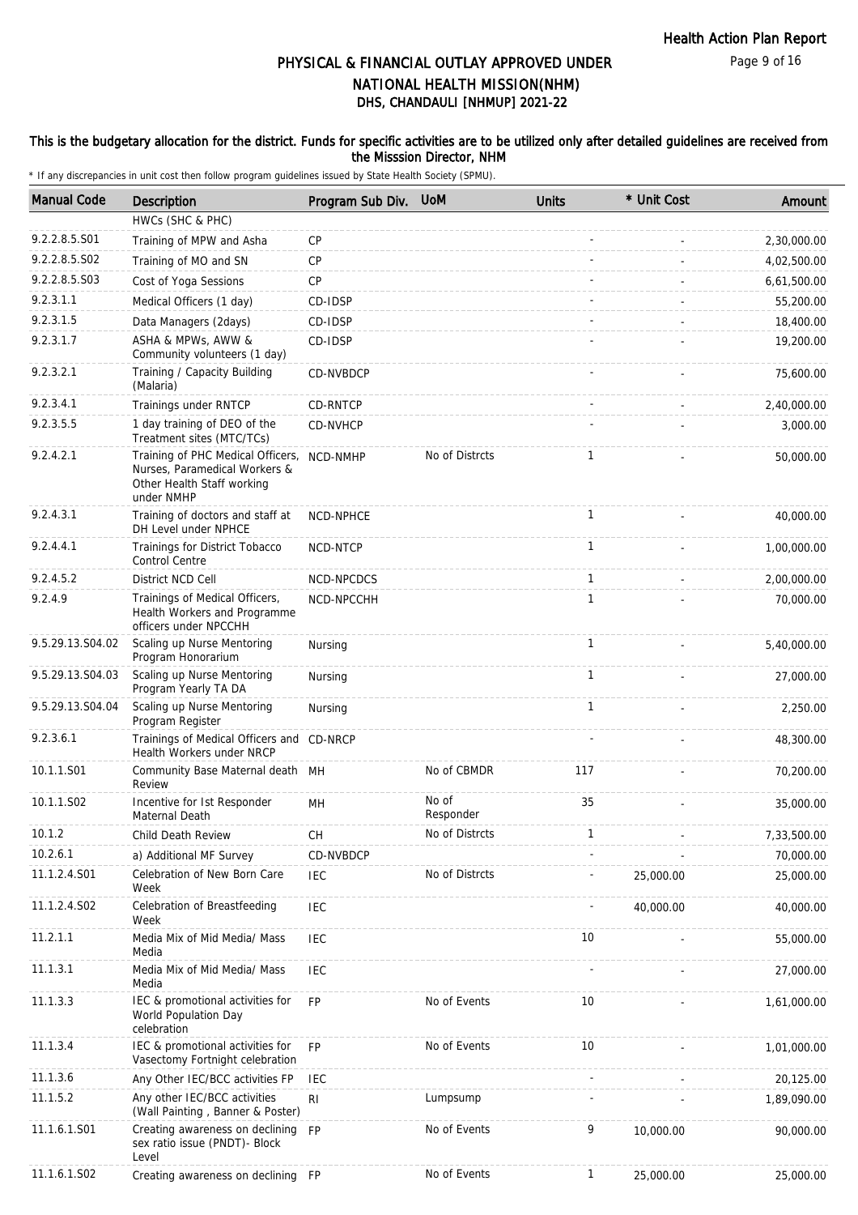# PHYSICAL & FINANCIAL OUTLAY APPROVED UNDER NATIONAL HEALTH MISSION(NHM)

## DHS, CHANDAULI [NHMUP] 2021-22

### This is the budgetary allocation for the district. Funds for specific activities are to be utilized only after detailed guidelines are received from the Misssion Director, NHM

\* If any discrepancies in unit cost then follow program guidelines issued by State Health Society (SPMU).

| Manual Code | Description | Program Sub Div. | UoM | Units | * Unit Cost | Amount |
|---|---|---|---|---|---|---|
| | HWCs (SHC & PHC) | | | | | |
| 9.2.2.8.5.S01 | Training of MPW and Asha | CP | | - | - | 2,30,000.00 |
| 9.2.2.8.5.S02 | Training of MO and SN | CP | | - | - | 4,02,500.00 |
| 9.2.2.8.5.S03 | Cost of Yoga Sessions | CP | | - | - | 6,61,500.00 |
| 9.2.3.1.1 | Medical Officers (1 day) | CD-IDSP | | - | - | 55,200.00 |
| 9.2.3.1.5 | Data Managers (2days) | CD-IDSP | | - | - | 18,400.00 |
| 9.2.3.1.7 | ASHA & MPWs, AWW & Community volunteers (1 day) | CD-IDSP | | - | - | 19,200.00 |
| 9.2.3.2.1 | Training / Capacity Building (Malaria) | CD-NVBDCP | | - | - | 75,600.00 |
| 9.2.3.4.1 | Trainings under RNTCP | CD-RNTCP | | - | - | 2,40,000.00 |
| 9.2.3.5.5 | 1 day training of DEO of the Treatment sites (MTC/TCs) | CD-NVHCP | | - | - | 3,000.00 |
| 9.2.4.2.1 | Training of PHC Medical Officers, Nurses, Paramedical Workers & Other Health Staff working under NMHP | NCD-NMHP | No of Distrcts | 1 | - | 50,000.00 |
| 9.2.4.3.1 | Training of doctors and staff at DH Level under NPHCE | NCD-NPHCE | | 1 | - | 40,000.00 |
| 9.2.4.4.1 | Trainings for District Tobacco Control Centre | NCD-NTCP | | 1 | - | 1,00,000.00 |
| 9.2.4.5.2 | District NCD Cell | NCD-NPCDCS | | 1 | - | 2,00,000.00 |
| 9.2.4.9 | Trainings of Medical Officers, Health Workers and Programme officers under NPCCHH | NCD-NPCCHH | | 1 | - | 70,000.00 |
| 9.5.29.13.S04.02 | Scaling up Nurse Mentoring Program Honorarium | Nursing | | 1 | - | 5,40,000.00 |
| 9.5.29.13.S04.03 | Scaling up Nurse Mentoring Program Yearly TA DA | Nursing | | 1 | - | 27,000.00 |
| 9.5.29.13.S04.04 | Scaling up Nurse Mentoring Program Register | Nursing | | 1 | - | 2,250.00 |
| 9.2.3.6.1 | Trainings of Medical Officers and Health Workers under NRCP | CD-NRCP | | - | - | 48,300.00 |
| 10.1.1.S01 | Community Base Maternal death Review | MH | No of CBMDR | 117 | - | 70,200.00 |
| 10.1.1.S02 | Incentive for Ist Responder Maternal Death | MH | No of Responder | 35 | - | 35,000.00 |
| 10.1.2 | Child Death Review | CH | No of Distrcts | 1 | - | 7,33,500.00 |
| 10.2.6.1 | a) Additional MF Survey | CD-NVBDCP | | - | - | 70,000.00 |
| 11.1.2.4.S01 | Celebration of New Born Care Week | IEC | No of Distrcts | - | 25,000.00 | 25,000.00 |
| 11.1.2.4.S02 | Celebration of Breastfeeding Week | IEC | | - | 40,000.00 | 40,000.00 |
| 11.2.1.1 | Media Mix of Mid Media/ Mass Media | IEC | | 10 | - | 55,000.00 |
| 11.1.3.1 | Media Mix of Mid Media/ Mass Media | IEC | | - | - | 27,000.00 |
| 11.1.3.3 | IEC & promotional activities for World Population Day celebration | FP | No of Events | 10 | - | 1,61,000.00 |
| 11.1.3.4 | IEC & promotional activities for Vasectomy Fortnight celebration | FP | No of Events | 10 | - | 1,01,000.00 |
| 11.1.3.6 | Any Other IEC/BCC activities FP | IEC | | - | - | 20,125.00 |
| 11.1.5.2 | Any other IEC/BCC activities (Wall Painting , Banner & Poster) | RI | Lumpsump | - | - | 1,89,090.00 |
| 11.1.6.1.S01 | Creating awareness on declining sex ratio issue (PNDT)- Block Level | FP | No of Events | 9 | 10,000.00 | 90,000.00 |
| 11.1.6.1.S02 | Creating awareness on declining | FP | No of Events | 1 | 25,000.00 | 25,000.00 |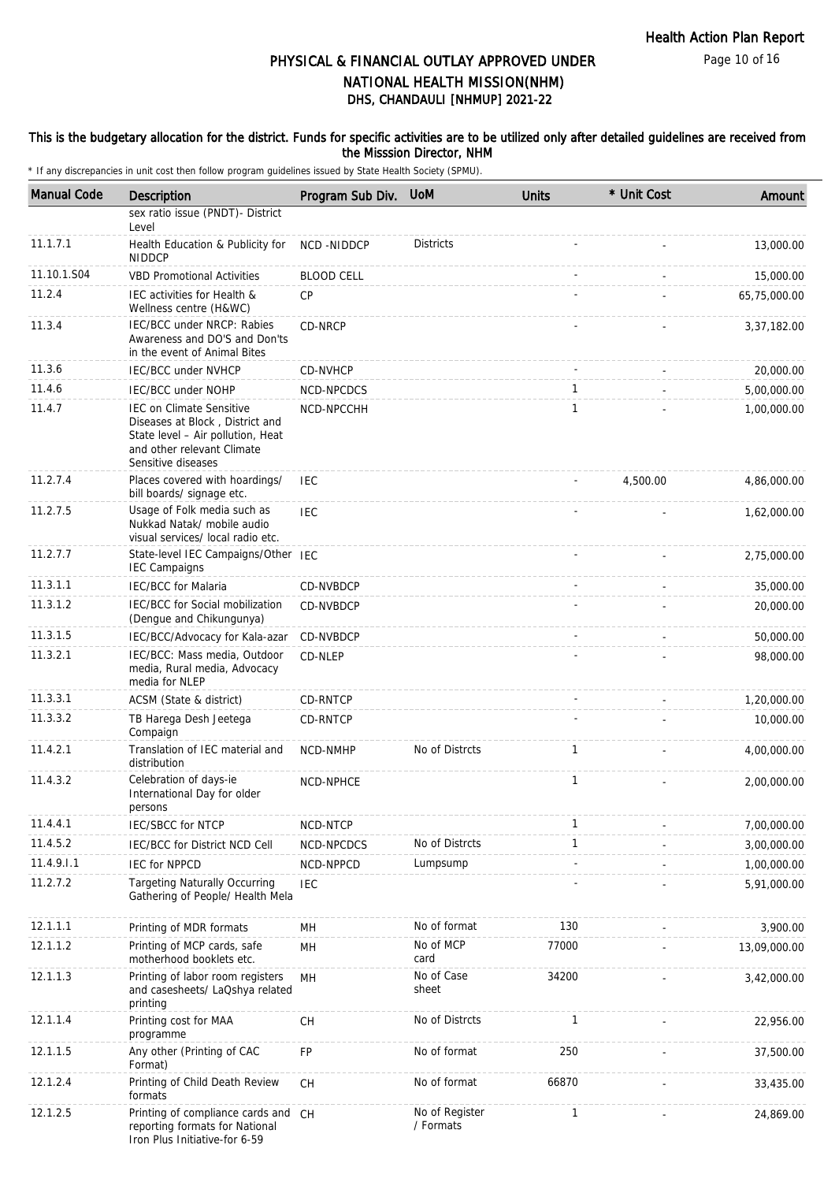# PHYSICAL & FINANCIAL OUTLAY APPROVED UNDER NATIONAL HEALTH MISSION(NHM)

## DHS, CHANDAULI [NHMUP] 2021-22

### This is the budgetary allocation for the district. Funds for specific activities are to be utilized only after detailed guidelines are received from the Misssion Director, NHM

\* If any discrepancies in unit cost then follow program guidelines issued by State Health Society (SPMU).

| Manual Code | Description | Program Sub Div. | UoM | Units | * Unit Cost | Amount |
|---|---|---|---|---|---|---|
| | sex ratio issue (PNDT)- District Level | | | | | |
| 11.1.7.1 | Health Education & Publicity for NIDDCP | NCD -NIDDCP | Districts | - | - | 13,000.00 |
| 11.10.1.S04 | VBD Promotional Activities | BLOOD CELL | | - | - | 15,000.00 |
| 11.2.4 | IEC activities for Health & Wellness centre (H&WC) | CP | | - | - | 65,75,000.00 |
| 11.3.4 | IEC/BCC under NRCP: Rabies Awareness and DO'S and Don'ts in the event of Animal Bites | CD-NRCP | | - | - | 3,37,182.00 |
| 11.3.6 | IEC/BCC under NVHCP | CD-NVHCP | | - | - | 20,000.00 |
| 11.4.6 | IEC/BCC under NOHP | NCD-NPCDCS | | 1 | - | 5,00,000.00 |
| 11.4.7 | IEC on Climate Sensitive Diseases at Block , District and State level – Air pollution, Heat and other relevant Climate Sensitive diseases | NCD-NPCCHH | | 1 | - | 1,00,000.00 |
| 11.2.7.4 | Places covered with hoardings/ bill boards/ signage etc. | IEC | | - | 4,500.00 | 4,86,000.00 |
| 11.2.7.5 | Usage of Folk media such as Nukkad Natak/ mobile audio visual services/ local radio etc. | IEC | | - | - | 1,62,000.00 |
| 11.2.7.7 | State-level IEC Campaigns/Other IEC Campaigns | IEC | | - | - | 2,75,000.00 |
| 11.3.1.1 | IEC/BCC for Malaria | CD-NVBDCP | | - | - | 35,000.00 |
| 11.3.1.2 | IEC/BCC for Social mobilization (Dengue and Chikungunya) | CD-NVBDCP | | - | - | 20,000.00 |
| 11.3.1.5 | IEC/BCC/Advocacy for Kala-azar | CD-NVBDCP | | - | - | 50,000.00 |
| 11.3.2.1 | IEC/BCC: Mass media, Outdoor media, Rural media, Advocacy media for NLEP | CD-NLEP | | - | - | 98,000.00 |
| 11.3.3.1 | ACSM (State & district) | CD-RNTCP | | - | - | 1,20,000.00 |
| 11.3.3.2 | TB Harega Desh Jeetega Compaign | CD-RNTCP | | - | - | 10,000.00 |
| 11.4.2.1 | Translation of IEC material and distribution | NCD-NMHP | No of Distrcts | 1 | - | 4,00,000.00 |
| 11.4.3.2 | Celebration of days-ie International Day for older persons | NCD-NPHCE | | 1 | - | 2,00,000.00 |
| 11.4.4.1 | IEC/SBCC for NTCP | NCD-NTCP | | 1 | - | 7,00,000.00 |
| 11.4.5.2 | IEC/BCC for District NCD Cell | NCD-NPCDCS | No of Distrcts | 1 | - | 3,00,000.00 |
| 11.4.9.I.1 | IEC for NPPCD | NCD-NPPCD | Lumpsump | - | - | 1,00,000.00 |
| 11.2.7.2 | Targeting Naturally Occurring Gathering of People/ Health Mela | IEC | | - | - | 5,91,000.00 |
| 12.1.1.1 | Printing of MDR formats | MH | No of format | 130 | - | 3,900.00 |
| 12.1.1.2 | Printing of MCP cards, safe motherhood booklets etc. | MH | No of MCP card | 77000 | - | 13,09,000.00 |
| 12.1.1.3 | Printing of labor room registers and casesheets/ LaQshya related printing | MH | No of Case sheet | 34200 | - | 3,42,000.00 |
| 12.1.1.4 | Printing cost for MAA programme | CH | No of Distrcts | 1 | - | 22,956.00 |
| 12.1.1.5 | Any other (Printing of CAC Format) | FP | No of format | 250 | - | 37,500.00 |
| 12.1.2.4 | Printing of Child Death Review formats | CH | No of format | 66870 | - | 33,435.00 |
| 12.1.2.5 | Printing of compliance cards and reporting formats for National Iron Plus Initiative-for 6-59 | CH | No of Register / Formats | 1 | - | 24,869.00 |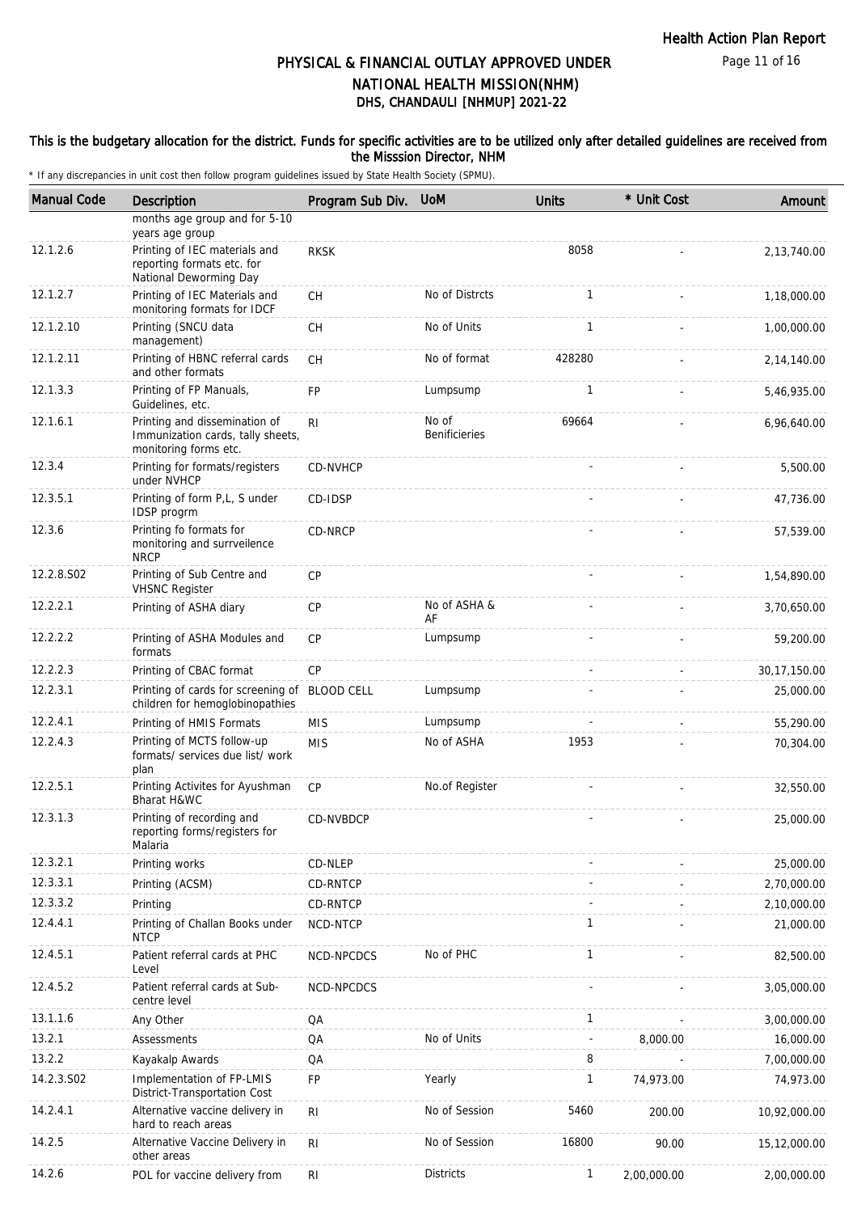# PHYSICAL & FINANCIAL OUTLAY APPROVED UNDER NATIONAL HEALTH MISSION(NHM)

## DHS, CHANDAULI [NHMUP] 2021-22

This is the budgetary allocation for the district. Funds for specific activities are to be utilized only after detailed guidelines are received from the Misssion Director, NHM

* If any discrepancies in unit cost then follow program guidelines issued by State Health Society (SPMU).

| Manual Code | Description | Program Sub Div. | UoM | Units | * Unit Cost | Amount |
|---|---|---|---|---|---|---|
| | months age group and for 5-10 years age group | | | | | |
| 12.1.2.6 | Printing of IEC materials and reporting formats etc. for National Deworming Day | RKSK | | 8058 | - | 2,13,740.00 |
| 12.1.2.7 | Printing of IEC Materials and monitoring formats for IDCF | CH | No of Distrcts | 1 | - | 1,18,000.00 |
| 12.1.2.10 | Printing (SNCU data management) | CH | No of Units | 1 | - | 1,00,000.00 |
| 12.1.2.11 | Printing of HBNC referral cards and other formats | CH | No of format | 428280 | - | 2,14,140.00 |
| 12.1.3.3 | Printing of FP Manuals, Guidelines, etc. | FP | Lumpsump | 1 | - | 5,46,935.00 |
| 12.1.6.1 | Printing and dissemination of Immunization cards, tally sheets, monitoring forms etc. | RI | No of Benificieries | 69664 | - | 6,96,640.00 |
| 12.3.4 | Printing for formats/registers under NVHCP | CD-NVHCP | | - | - | 5,500.00 |
| 12.3.5.1 | Printing of form P,L, S under IDSP progrm | CD-IDSP | | - | - | 47,736.00 |
| 12.3.6 | Printing fo formats for monitoring and surrveilence NRCP | CD-NRCP | | - | - | 57,539.00 |
| 12.2.8.S02 | Printing of Sub Centre and VHSNC Register | CP | | - | - | 1,54,890.00 |
| 12.2.2.1 | Printing of ASHA diary | CP | No of ASHA & AF | - | - | 3,70,650.00 |
| 12.2.2.2 | Printing of ASHA Modules and formats | CP | Lumpsump | - | - | 59,200.00 |
| 12.2.2.3 | Printing of CBAC format | CP | | - | - | 30,17,150.00 |
| 12.2.3.1 | Printing of cards for screening of children for hemoglobinopathies | BLOOD CELL | Lumpsump | - | - | 25,000.00 |
| 12.2.4.1 | Printing of HMIS Formats | MIS | Lumpsump | - | - | 55,290.00 |
| 12.2.4.3 | Printing of MCTS follow-up formats/ services due list/ work plan | MIS | No of ASHA | 1953 | - | 70,304.00 |
| 12.2.5.1 | Printing Activites for Ayushman Bharat H&WC | CP | No.of Register | - | - | 32,550.00 |
| 12.3.1.3 | Printing of recording and reporting forms/registers for Malaria | CD-NVBDCP | | - | - | 25,000.00 |
| 12.3.2.1 | Printing works | CD-NLEP | | - | - | 25,000.00 |
| 12.3.3.1 | Printing (ACSM) | CD-RNTCP | | - | - | 2,70,000.00 |
| 12.3.3.2 | Printing | CD-RNTCP | | - | - | 2,10,000.00 |
| 12.4.4.1 | Printing of Challan Books under NTCP | NCD-NTCP | | 1 | - | 21,000.00 |
| 12.4.5.1 | Patient referral cards at PHC Level | NCD-NPCDCS | No of PHC | 1 | - | 82,500.00 |
| 12.4.5.2 | Patient referral cards at Sub-centre level | NCD-NPCDCS | | - | - | 3,05,000.00 |
| 13.1.1.6 | Any Other | QA | | 1 | - | 3,00,000.00 |
| 13.2.1 | Assessments | QA | No of Units | - | 8,000.00 | 16,000.00 |
| 13.2.2 | Kayakalp Awards | QA | | 8 | - | 7,00,000.00 |
| 14.2.3.S02 | Implementation of FP-LMIS District-Transportation Cost | FP | Yearly | 1 | 74,973.00 | 74,973.00 |
| 14.2.4.1 | Alternative vaccine delivery in hard to reach areas | RI | No of Session | 5460 | 200.00 | 10,92,000.00 |
| 14.2.5 | Alternative Vaccine Delivery in other areas | RI | No of Session | 16800 | 90.00 | 15,12,000.00 |
| 14.2.6 | POL for vaccine delivery from | RI | Districts | 1 | 2,00,000.00 | 2,00,000.00 |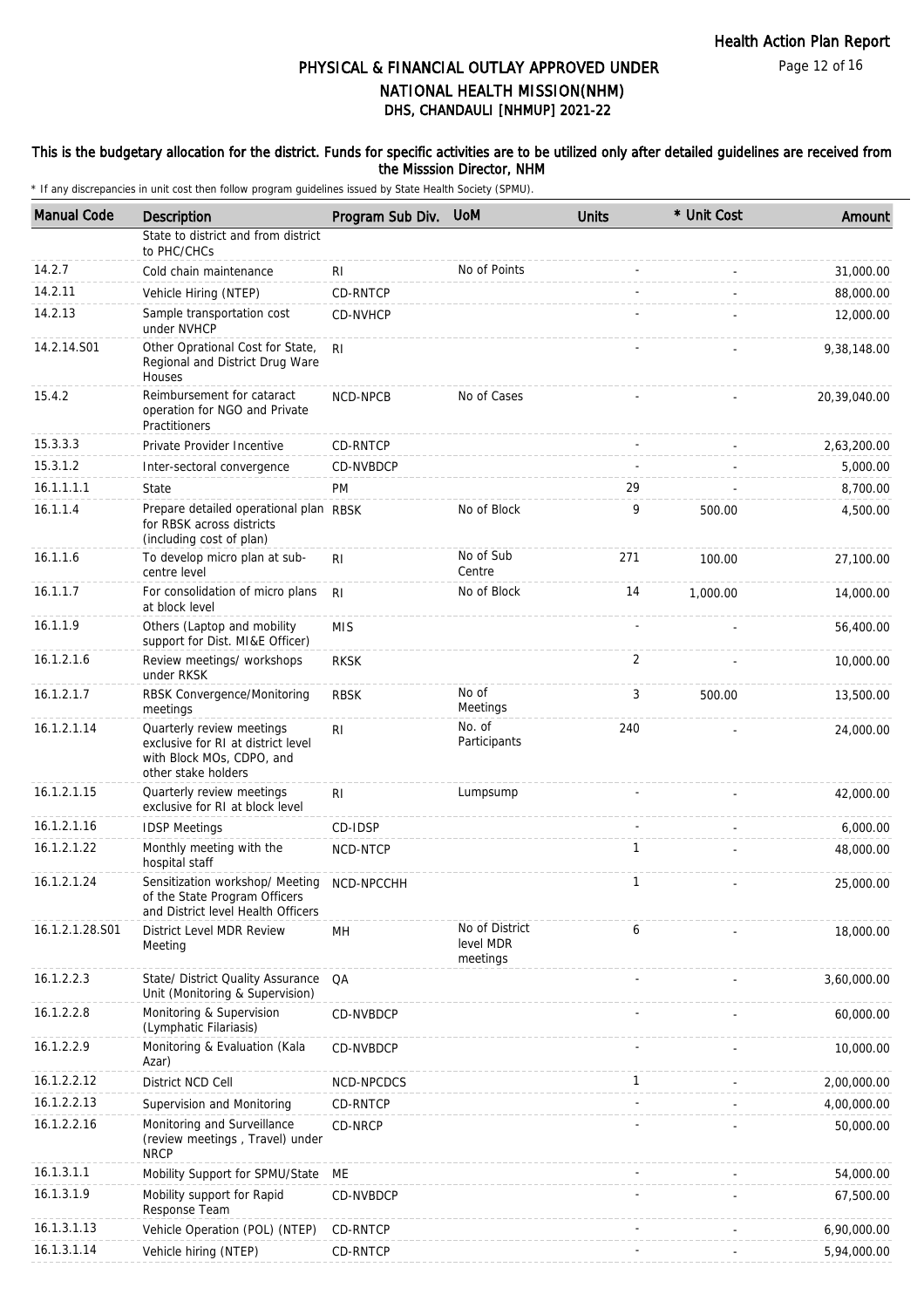## PHYSICAL & FINANCIAL OUTLAY APPROVED UNDER NATIONAL HEALTH MISSION(NHM)
## DHS, CHANDAULI [NHMUP] 2021-22

**This is the budgetary allocation for the district. Funds for specific activities are to be utilized only after detailed guidelines are received from the Misssion Director, NHM**

\* If any discrepancies in unit cost then follow program guidelines issued by State Health Society (SPMU).

| Manual Code | Description | Program Sub Div. | UoM | Units | * Unit Cost | Amount |
|---|---|---|---|---|---|---|
| | State to district and from district to PHC/CHCs | | | | | |
| 14.2.7 | Cold chain maintenance | RI | No of Points | - | - | 31,000.00 |
| 14.2.11 | Vehicle Hiring (NTEP) | CD-RNTCP | | - | - | 88,000.00 |
| 14.2.13 | Sample transportation cost under NVHCP | CD-NVHCP | | - | - | 12,000.00 |
| 14.2.14.S01 | Other Oprational Cost for State, Regional and District Drug Ware Houses | RI | | - | - | 9,38,148.00 |
| 15.4.2 | Reimbursement for cataract operation for NGO and Private Practitioners | NCD-NPCB | No of Cases | - | - | 20,39,040.00 |
| 15.3.3.3 | Private Provider Incentive | CD-RNTCP | | - | - | 2,63,200.00 |
| 15.3.1.2 | Inter-sectoral convergence | CD-NVBDCP | | - | - | 5,000.00 |
| 16.1.1.1.1 | State | PM | | 29 | - | 8,700.00 |
| 16.1.1.4 | Prepare detailed operational plan for RBSK across districts (including cost of plan) | RBSK | No of Block | 9 | 500.00 | 4,500.00 |
| 16.1.1.6 | To develop micro plan at sub-centre level | RI | No of Sub Centre | 271 | 100.00 | 27,100.00 |
| 16.1.1.7 | For consolidation of micro plans at block level | RI | No of Block | 14 | 1,000.00 | 14,000.00 |
| 16.1.1.9 | Others (Laptop and mobility support for Dist. MI&E Officer) | MIS | | - | - | 56,400.00 |
| 16.1.2.1.6 | Review meetings/ workshops under RKSK | RKSK | | 2 | - | 10,000.00 |
| 16.1.2.1.7 | RBSK Convergence/Monitoring meetings | RBSK | No of Meetings | 3 | 500.00 | 13,500.00 |
| 16.1.2.1.14 | Quarterly review meetings exclusive for RI at district level with Block MOs, CDPO, and other stake holders | RI | No. of Participants | 240 | - | 24,000.00 |
| 16.1.2.1.15 | Quarterly review meetings exclusive for RI at block level | RI | Lumpsump | - | - | 42,000.00 |
| 16.1.2.1.16 | IDSP Meetings | CD-IDSP | | - | - | 6,000.00 |
| 16.1.2.1.22 | Monthly meeting with the hospital staff | NCD-NTCP | | 1 | - | 48,000.00 |
| 16.1.2.1.24 | Sensitization workshop/ Meeting of the State Program Officers and District level Health Officers | NCD-NPCCHH | | 1 | - | 25,000.00 |
| 16.1.2.1.28.S01 | District Level MDR Review Meeting | MH | No of District level MDR meetings | 6 | - | 18,000.00 |
| 16.1.2.2.3 | State/ District Quality Assurance Unit (Monitoring & Supervision) | QA | | - | - | 3,60,000.00 |
| 16.1.2.2.8 | Monitoring & Supervision (Lymphatic Filariasis) | CD-NVBDCP | | - | - | 60,000.00 |
| 16.1.2.2.9 | Monitoring & Evaluation (Kala Azar) | CD-NVBDCP | | - | - | 10,000.00 |
| 16.1.2.2.12 | District NCD Cell | NCD-NPCDCS | | 1 | - | 2,00,000.00 |
| 16.1.2.2.13 | Supervision and Monitoring | CD-RNTCP | | - | - | 4,00,000.00 |
| 16.1.2.2.16 | Monitoring and Surveillance (review meetings , Travel) under NRCP | CD-NRCP | | - | - | 50,000.00 |
| 16.1.3.1.1 | Mobility Support for SPMU/State | ME | | - | - | 54,000.00 |
| 16.1.3.1.9 | Mobility support for Rapid Response Team | CD-NVBDCP | | - | - | 67,500.00 |
| 16.1.3.1.13 | Vehicle Operation (POL) (NTEP) | CD-RNTCP | | - | - | 6,90,000.00 |
| 16.1.3.1.14 | Vehicle hiring (NTEP) | CD-RNTCP | | - | - | 5,94,000.00 |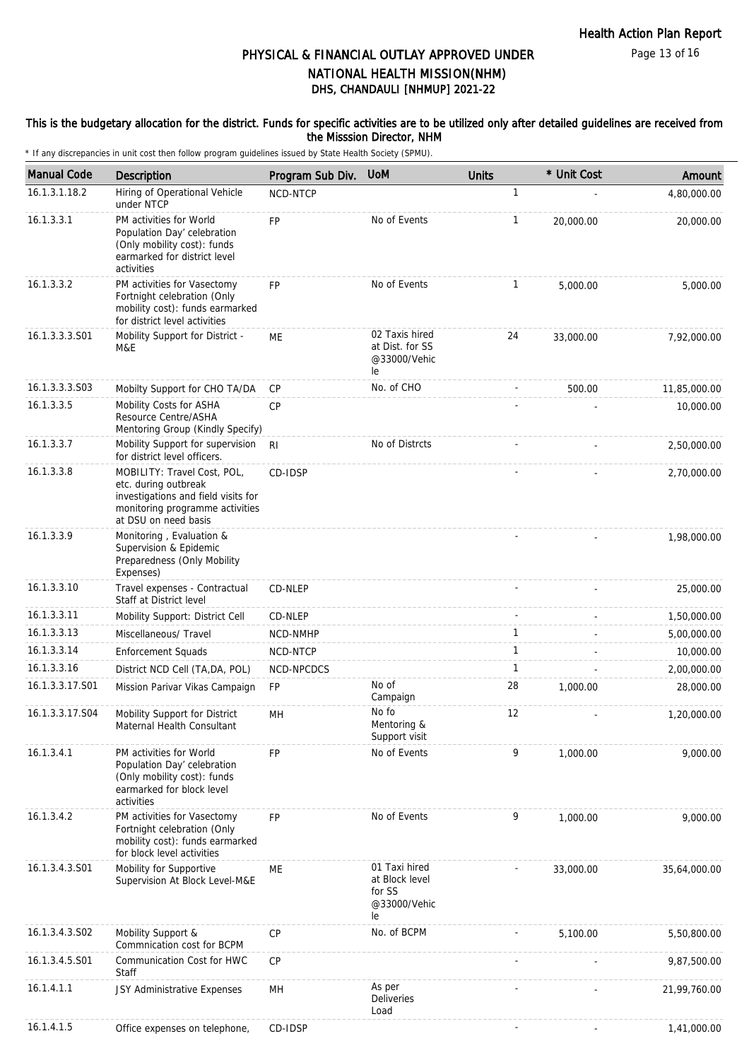# PHYSICAL & FINANCIAL OUTLAY APPROVED UNDER NATIONAL HEALTH MISSION(NHM)

## DHS, CHANDAULI [NHMUP] 2021-22

**This is the budgetary allocation for the district. Funds for specific activities are to be utilized only after detailed guidelines are received from the Misssion Director, NHM**

\* If any discrepancies in unit cost then follow program guidelines issued by State Health Society (SPMU).

| Manual Code | Description | Program Sub Div. | UoM | Units | * Unit Cost | Amount |
|---|---|---|---|---|---|---|
| 16.1.3.1.18.2 | Hiring of Operational Vehicle under NTCP | NCD-NTCP | | 1 | - | 4,80,000.00 |
| 16.1.3.3.1 | PM activities for World Population Day' celebration (Only mobility cost): funds earmarked for district level activities | FP | No of Events | 1 | 20,000.00 | 20,000.00 |
| 16.1.3.3.2 | PM activities for Vasectomy Fortnight celebration (Only mobility cost): funds earmarked for district level activities | FP | No of Events | 1 | 5,000.00 | 5,000.00 |
| 16.1.3.3.3.S01 | Mobility Support for District - M&E | ME | 02 Taxis hired at Dist. for SS @33000/Vehicle | 24 | 33,000.00 | 7,92,000.00 |
| 16.1.3.3.3.S03 | Mobilty Support for CHO TA/DA | CP | No. of CHO | - | 500.00 | 11,85,000.00 |
| 16.1.3.3.5 | Mobility Costs for ASHA Resource Centre/ASHA Mentoring Group (Kindly Specify) | CP | | - | - | 10,000.00 |
| 16.1.3.3.7 | Mobility Support for supervision for district level officers. | RI | No of Distrcts | - | - | 2,50,000.00 |
| 16.1.3.3.8 | MOBILITY: Travel Cost, POL, etc. during outbreak investigations and field visits for monitoring programme activities at DSU on need basis | CD-IDSP | | - | - | 2,70,000.00 |
| 16.1.3.3.9 | Monitoring , Evaluation & Supervision & Epidemic Preparedness (Only Mobility Expenses) | | | - | - | 1,98,000.00 |
| 16.1.3.3.10 | Travel expenses - Contractual Staff at District level | CD-NLEP | | - | - | 25,000.00 |
| 16.1.3.3.11 | Mobility Support: District Cell | CD-NLEP | | - | - | 1,50,000.00 |
| 16.1.3.3.13 | Miscellaneous/ Travel | NCD-NMHP | | 1 | - | 5,00,000.00 |
| 16.1.3.3.14 | Enforcement Squads | NCD-NTCP | | 1 | - | 10,000.00 |
| 16.1.3.3.16 | District NCD Cell (TA,DA, POL) | NCD-NPCDCS | | 1 | - | 2,00,000.00 |
| 16.1.3.3.17.S01 | Mission Parivar Vikas Campaign | FP | No of Campaign | 28 | 1,000.00 | 28,000.00 |
| 16.1.3.3.17.S04 | Mobility Support for District Maternal Health Consultant | MH | No fo Mentoring & Support visit | 12 | - | 1,20,000.00 |
| 16.1.3.4.1 | PM activities for World Population Day' celebration (Only mobility cost): funds earmarked for block level activities | FP | No of Events | 9 | 1,000.00 | 9,000.00 |
| 16.1.3.4.2 | PM activities for Vasectomy Fortnight celebration (Only mobility cost): funds earmarked for block level activities | FP | No of Events | 9 | 1,000.00 | 9,000.00 |
| 16.1.3.4.3.S01 | Mobility for Supportive Supervision At Block Level-M&E | ME | 01 Taxi hired at Block level for SS @33000/Vehicle | - | 33,000.00 | 35,64,000.00 |
| 16.1.3.4.3.S02 | Mobility Support & Commnication cost for BCPM | CP | No. of BCPM | - | 5,100.00 | 5,50,800.00 |
| 16.1.3.4.5.S01 | Communication Cost for HWC Staff | CP | | - | - | 9,87,500.00 |
| 16.1.4.1.1 | JSY Administrative Expenses | MH | As per Deliveries Load | - | - | 21,99,760.00 |
| 16.1.4.1.5 | Office expenses on telephone, | CD-IDSP | | - | - | 1,41,000.00 |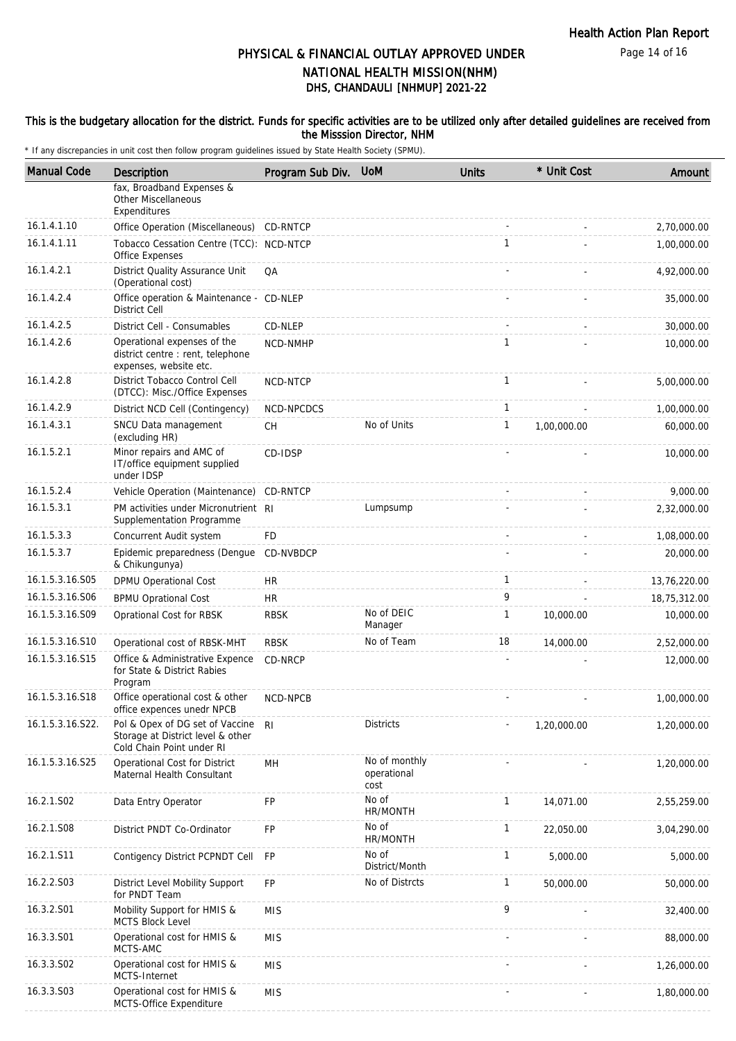Health Action Plan Report

# PHYSICAL & FINANCIAL OUTLAY APPROVED UNDER NATIONAL HEALTH MISSION(NHM)
## DHS, CHANDAULI [NHMUP] 2021-22

**This is the budgetary allocation for the district. Funds for specific activities are to be utilized only after detailed guidelines are received from the Misssion Director, NHM**

\* If any discrepancies in unit cost then follow program guidelines issued by State Health Society (SPMU).

| Manual Code | Description | Program Sub Div. | UoM | Units | * Unit Cost | Amount |
|---|---|---|---|---|---|---|
| | fax, Broadband Expenses & Other Miscellaneous Expenditures | | | | | |
| 16.1.4.1.10 | Office Operation (Miscellaneous) | CD-RNTCP | | - | - | 2,70,000.00 |
| 16.1.4.1.11 | Tobacco Cessation Centre (TCC): Office Expenses | NCD-NTCP | | 1 | - | 1,00,000.00 |
| 16.1.4.2.1 | District Quality Assurance Unit (Operational cost) | QA | | - | - | 4,92,000.00 |
| 16.1.4.2.4 | Office operation & Maintenance - District Cell | CD-NLEP | | - | - | 35,000.00 |
| 16.1.4.2.5 | District Cell - Consumables | CD-NLEP | | - | - | 30,000.00 |
| 16.1.4.2.6 | Operational expenses of the district centre : rent, telephone expenses, website etc. | NCD-NMHP | | 1 | - | 10,000.00 |
| 16.1.4.2.8 | District Tobacco Control Cell (DTCC): Misc./Office Expenses | NCD-NTCP | | 1 | - | 5,00,000.00 |
| 16.1.4.2.9 | District NCD Cell (Contingency) | NCD-NPCDCS | | 1 | - | 1,00,000.00 |
| 16.1.4.3.1 | SNCU Data management (excluding HR) | CH | No of Units | 1 | 1,00,000.00 | 60,000.00 |
| 16.1.5.2.1 | Minor repairs and AMC of IT/office equipment supplied under IDSP | CD-IDSP | | - | - | 10,000.00 |
| 16.1.5.2.4 | Vehicle Operation (Maintenance) | CD-RNTCP | | - | - | 9,000.00 |
| 16.1.5.3.1 | PM activities under Micronutrient Supplementation Programme | RI | Lumpsump | - | - | 2,32,000.00 |
| 16.1.5.3.3 | Concurrent Audit system | FD | | - | - | 1,08,000.00 |
| 16.1.5.3.7 | Epidemic preparedness (Dengue & Chikungunya) | CD-NVBDCP | | - | - | 20,000.00 |
| 16.1.5.3.16.S05 | DPMU Operational Cost | HR | | 1 | - | 13,76,220.00 |
| 16.1.5.3.16.S06 | BPMU Oprational Cost | HR | | 9 | - | 18,75,312.00 |
| 16.1.5.3.16.S09 | Oprational Cost for RBSK | RBSK | No of DEIC Manager | 1 | 10,000.00 | 10,000.00 |
| 16.1.5.3.16.S10 | Operational cost of RBSK-MHT | RBSK | No of Team | 18 | 14,000.00 | 2,52,000.00 |
| 16.1.5.3.16.S15 | Office & Administrative Expence for State & District Rabies Program | CD-NRCP | | - | - | 12,000.00 |
| 16.1.5.3.16.S18 | Office operational cost & other office expences unedr NPCB | NCD-NPCB | | - | - | 1,00,000.00 |
| 16.1.5.3.16.S22. | Pol & Opex of DG set of Vaccine Storage at District level & other Cold Chain Point under RI | RI | Districts | - | 1,20,000.00 | 1,20,000.00 |
| 16.1.5.3.16.S25 | Operational Cost for District Maternal Health Consultant | MH | No of monthly operational cost | - | - | 1,20,000.00 |
| 16.2.1.S02 | Data Entry Operator | FP | No of HR/MONTH | 1 | 14,071.00 | 2,55,259.00 |
| 16.2.1.S08 | District PNDT Co-Ordinator | FP | No of HR/MONTH | 1 | 22,050.00 | 3,04,290.00 |
| 16.2.1.S11 | Contigency District PCPNDT Cell | FP | No of District/Month | 1 | 5,000.00 | 5,000.00 |
| 16.2.2.S03 | District Level Mobility Support for PNDT Team | FP | No of Distrcts | 1 | 50,000.00 | 50,000.00 |
| 16.3.2.S01 | Mobility Support for HMIS & MCTS Block Level | MIS | | 9 | - | 32,400.00 |
| 16.3.3.S01 | Operational cost for HMIS & MCTS-AMC | MIS | | - | - | 88,000.00 |
| 16.3.3.S02 | Operational cost for HMIS & MCTS-Internet | MIS | | - | - | 1,26,000.00 |
| 16.3.3.S03 | Operational cost for HMIS & MCTS-Office Expenditure | MIS | | - | - | 1,80,000.00 |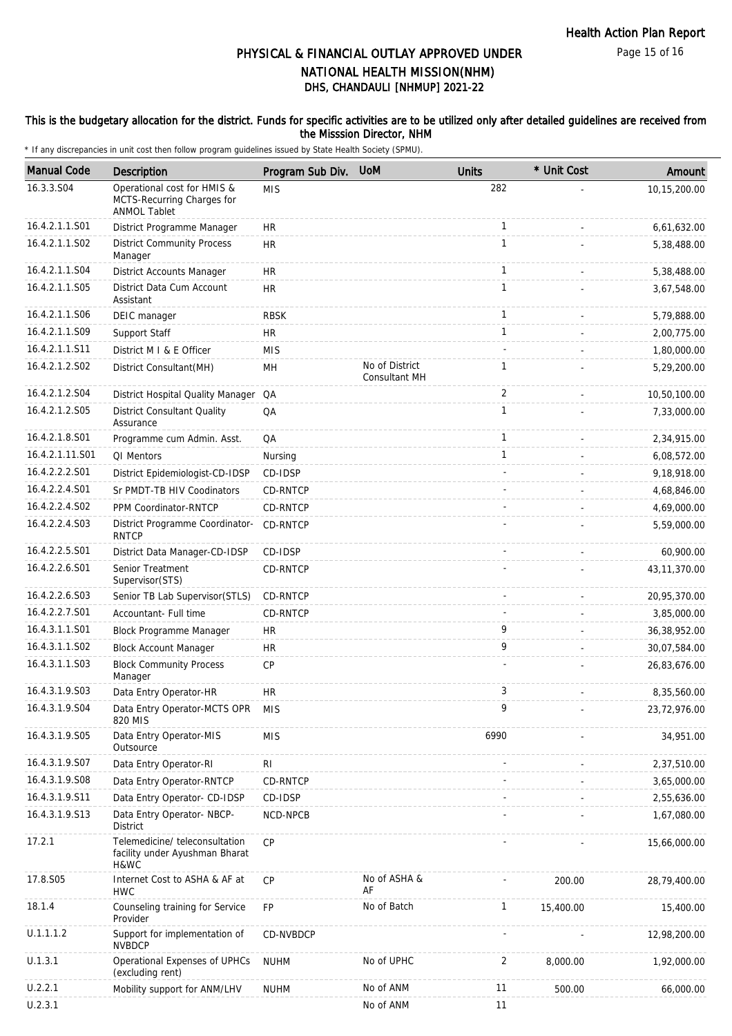# PHYSICAL & FINANCIAL OUTLAY APPROVED UNDER NATIONAL HEALTH MISSION(NHM)
## DHS, CHANDAULI [NHMUP] 2021-22

**This is the budgetary allocation for the district. Funds for specific activities are to be utilized only after detailed guidelines are received from the Misssion Director, NHM**

* If any discrepancies in unit cost then follow program guidelines issued by State Health Society (SPMU).

| Manual Code | Description | Program Sub Div. | UoM | Units | * Unit Cost | Amount |
|---|---|---|---|---|---|---|
| 16.3.3.S04 | Operational cost for HMIS & MCTS-Recurring Charges for ANMOL Tablet | MIS | | 282 | - | 10,15,200.00 |
| 16.4.2.1.1.S01 | District Programme Manager | HR | | 1 | - | 6,61,632.00 |
| 16.4.2.1.1.S02 | District Community Process Manager | HR | | 1 | - | 5,38,488.00 |
| 16.4.2.1.1.S04 | District Accounts Manager | HR | | 1 | - | 5,38,488.00 |
| 16.4.2.1.1.S05 | District Data Cum Account Assistant | HR | | 1 | - | 3,67,548.00 |
| 16.4.2.1.1.S06 | DEIC manager | RBSK | | 1 | - | 5,79,888.00 |
| 16.4.2.1.1.S09 | Support Staff | HR | | 1 | - | 2,00,775.00 |
| 16.4.2.1.1.S11 | District M I & E Officer | MIS | | - | - | 1,80,000.00 |
| 16.4.2.1.2.S02 | District Consultant(MH) | MH | No of District Consultant MH | 1 | - | 5,29,200.00 |
| 16.4.2.1.2.S04 | District Hospital Quality Manager | QA | | 2 | - | 10,50,100.00 |
| 16.4.2.1.2.S05 | District Consultant Quality Assurance | QA | | 1 | - | 7,33,000.00 |
| 16.4.2.1.8.S01 | Programme cum Admin. Asst. | QA | | 1 | - | 2,34,915.00 |
| 16.4.2.1.11.S01 | QI Mentors | Nursing | | 1 | - | 6,08,572.00 |
| 16.4.2.2.2.S01 | District Epidemiologist-CD-IDSP | CD-IDSP | | - | - | 9,18,918.00 |
| 16.4.2.2.4.S01 | Sr PMDT-TB HIV Coodinators | CD-RNTCP | | - | - | 4,68,846.00 |
| 16.4.2.2.4.S02 | PPM Coordinator-RNTCP | CD-RNTCP | | - | - | 4,69,000.00 |
| 16.4.2.2.4.S03 | District Programme Coordinator-RNTCP | CD-RNTCP | | - | - | 5,59,000.00 |
| 16.4.2.2.5.S01 | District Data Manager-CD-IDSP | CD-IDSP | | - | - | 60,900.00 |
| 16.4.2.2.6.S01 | Senior Treatment Supervisor(STS) | CD-RNTCP | | - | - | 43,11,370.00 |
| 16.4.2.2.6.S03 | Senior TB Lab Supervisor(STLS) | CD-RNTCP | | - | - | 20,95,370.00 |
| 16.4.2.2.7.S01 | Accountant- Full time | CD-RNTCP | | - | - | 3,85,000.00 |
| 16.4.3.1.1.S01 | Block Programme Manager | HR | | 9 | - | 36,38,952.00 |
| 16.4.3.1.1.S02 | Block Account Manager | HR | | 9 | - | 30,07,584.00 |
| 16.4.3.1.1.S03 | Block Community Process Manager | CP | | - | - | 26,83,676.00 |
| 16.4.3.1.9.S03 | Data Entry Operator-HR | HR | | 3 | - | 8,35,560.00 |
| 16.4.3.1.9.S04 | Data Entry Operator-MCTS OPR 820 MIS | MIS | | 9 | - | 23,72,976.00 |
| 16.4.3.1.9.S05 | Data Entry Operator-MIS Outsource | MIS | | 6990 | - | 34,951.00 |
| 16.4.3.1.9.S07 | Data Entry Operator-RI | RI | | - | - | 2,37,510.00 |
| 16.4.3.1.9.S08 | Data Entry Operator-RNTCP | CD-RNTCP | | - | - | 3,65,000.00 |
| 16.4.3.1.9.S11 | Data Entry Operator- CD-IDSP | CD-IDSP | | - | - | 2,55,636.00 |
| 16.4.3.1.9.S13 | Data Entry Operator- NBCP-District | NCD-NPCB | | - | - | 1,67,080.00 |
| 17.2.1 | Telemedicine/ teleconsultation facility under Ayushman Bharat H&WC | CP | | - | - | 15,66,000.00 |
| 17.8.S05 | Internet Cost to ASHA & AF at HWC | CP | No of ASHA & AF | - | 200.00 | 28,79,400.00 |
| 18.1.4 | Counseling training for Service Provider | FP | No of Batch | 1 | 15,400.00 | 15,400.00 |
| U.1.1.1.2 | Support for implementation of NVBDCP | CD-NVBDCP | | - | - | 12,98,200.00 |
| U.1.3.1 | Operational Expenses of UPHCs (excluding rent) | NUHM | No of UPHC | 2 | 8,000.00 | 1,92,000.00 |
| U.2.2.1 | Mobility support for ANM/LHV | NUHM | No of ANM | 11 | 500.00 | 66,000.00 |
| U.2.3.1 | | | No of ANM | 11 | | |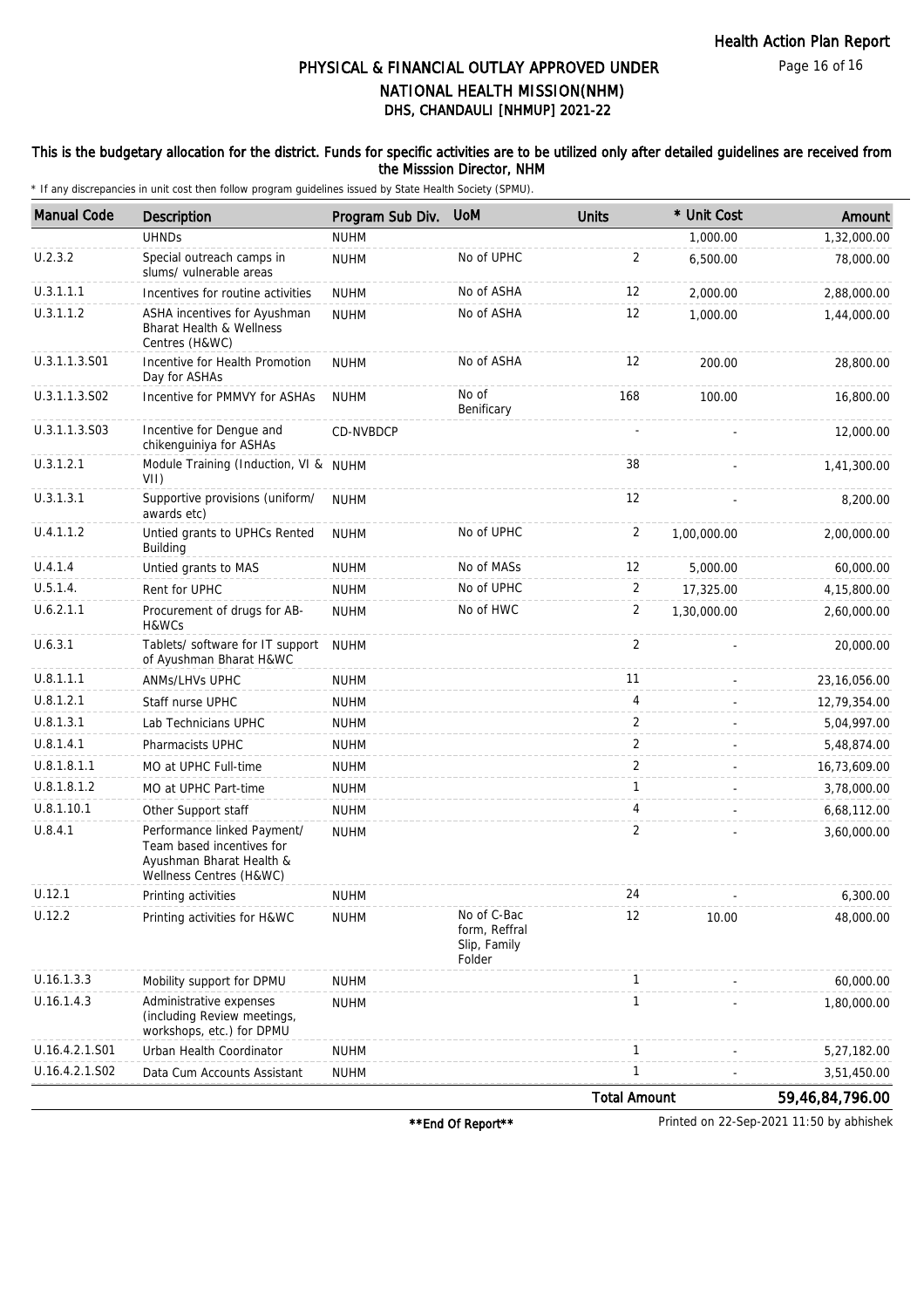# PHYSICAL & FINANCIAL OUTLAY APPROVED UNDER NATIONAL HEALTH MISSION(NHM)

## DHS, CHANDAULI [NHMUP] 2021-22

**This is the budgetary allocation for the district. Funds for specific activities are to be utilized only after detailed guidelines are received from the Misssion Director, NHM**

* If any discrepancies in unit cost then follow program guidelines issued by State Health Society (SPMU).

| Manual Code | Description | Program Sub Div. | UoM | Units | * Unit Cost | Amount |
|---|---|---|---|---|---|---|
| | UHNDs | NUHM | | | 1,000.00 | 1,32,000.00 |
| U.2.3.2 | Special outreach camps in slums/ vulnerable areas | NUHM | No of UPHC | 2 | 6,500.00 | 78,000.00 |
| U.3.1.1.1 | Incentives for routine activities | NUHM | No of ASHA | 12 | 2,000.00 | 2,88,000.00 |
| U.3.1.1.2 | ASHA incentives for Ayushman Bharat Health & Wellness Centres (H&WC) | NUHM | No of ASHA | 12 | 1,000.00 | 1,44,000.00 |
| U.3.1.1.3.S01 | Incentive for Health Promotion Day for ASHAs | NUHM | No of ASHA | 12 | 200.00 | 28,800.00 |
| U.3.1.1.3.S02 | Incentive for PMMVY for ASHAs | NUHM | No of Benificary | 168 | 100.00 | 16,800.00 |
| U.3.1.1.3.S03 | Incentive for Dengue and chikenguiniya for ASHAs | CD-NVBDCP | | - | - | 12,000.00 |
| U.3.1.2.1 | Module Training (Induction, VI & VII) | NUHM | | 38 | - | 1,41,300.00 |
| U.3.1.3.1 | Supportive provisions (uniform/ awards etc) | NUHM | | 12 | - | 8,200.00 |
| U.4.1.1.2 | Untied grants to UPHCs Rented Building | NUHM | No of UPHC | 2 | 1,00,000.00 | 2,00,000.00 |
| U.4.1.4 | Untied grants to MAS | NUHM | No of MASs | 12 | 5,000.00 | 60,000.00 |
| U.5.1.4. | Rent for UPHC | NUHM | No of UPHC | 2 | 17,325.00 | 4,15,800.00 |
| U.6.2.1.1 | Procurement of drugs for AB-H&WCs | NUHM | No of HWC | 2 | 1,30,000.00 | 2,60,000.00 |
| U.6.3.1 | Tablets/ software for IT support of Ayushman Bharat H&WC | NUHM | | 2 | - | 20,000.00 |
| U.8.1.1.1 | ANMs/LHVs UPHC | NUHM | | 11 | - | 23,16,056.00 |
| U.8.1.2.1 | Staff nurse UPHC | NUHM | | 4 | - | 12,79,354.00 |
| U.8.1.3.1 | Lab Technicians UPHC | NUHM | | 2 | - | 5,04,997.00 |
| U.8.1.4.1 | Pharmacists UPHC | NUHM | | 2 | - | 5,48,874.00 |
| U.8.1.8.1.1 | MO at UPHC Full-time | NUHM | | 2 | - | 16,73,609.00 |
| U.8.1.8.1.2 | MO at UPHC Part-time | NUHM | | 1 | - | 3,78,000.00 |
| U.8.1.10.1 | Other Support staff | NUHM | | 4 | - | 6,68,112.00 |
| U.8.4.1 | Performance linked Payment/ Team based incentives for Ayushman Bharat Health & Wellness Centres (H&WC) | NUHM | | 2 | - | 3,60,000.00 |
| U.12.1 | Printing activities | NUHM | | 24 | - | 6,300.00 |
| U.12.2 | Printing activities for H&WC | NUHM | No of C-Bac form, Reffral Slip, Family Folder | 12 | 10.00 | 48,000.00 |
| U.16.1.3.3 | Mobility support for DPMU | NUHM | | 1 | - | 60,000.00 |
| U.16.1.4.3 | Administrative expenses (including Review meetings, workshops, etc.) for DPMU | NUHM | | 1 | - | 1,80,000.00 |
| U.16.4.2.1.S01 | Urban Health Coordinator | NUHM | | 1 | - | 5,27,182.00 |
| U.16.4.2.1.S02 | Data Cum Accounts Assistant | NUHM | | 1 | - | 3,51,450.00 |
| | | | | **Total Amount** | | **59,46,84,796.00** |

**End Of Report**

Printed on 22-Sep-2021 11:50 by abhishek